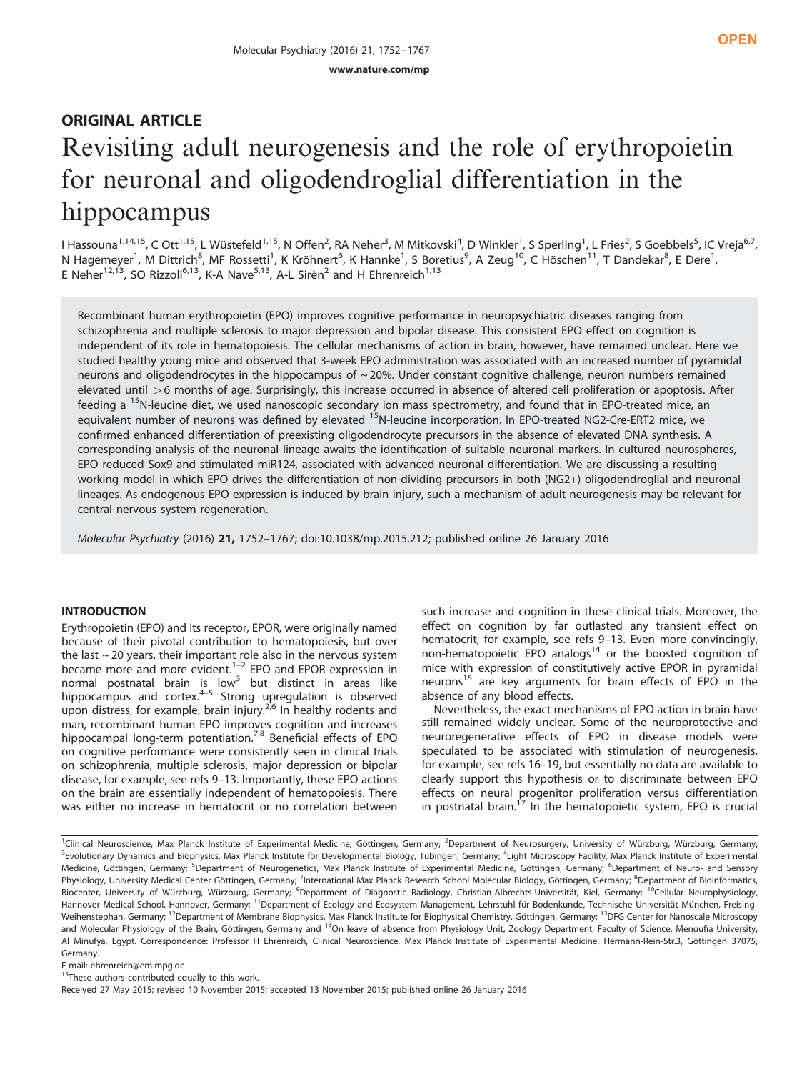## ORIGINAL ARTICLE

# Revisiting adult neurogenesis and the role of erythropoietin for neuronal and oligodendroglial differentiation in the hippocampus

I Hassouna[1,14,15], C Ott[1,15], L Wüstefeld[1,15], N Offen[2], RA Neher[3], M Mitkovski[4], D Winkler[1], S Sperling[1], L Fries[2], S Goebbels[5], IC Vreja[6,7], N Hagemeyer[1], M Dittrich[8], MF Rossetti[1], K Kröhnert[6], K Hannke[1], S Boretius[9], A Zeug[10], C Höschen[11], T Dandekar[8], E Dere[1], E Neher[12,13], SO Rizzoli[6,13], K-A Nave[5,13], A-L Sirén[2] and H Ehrenreich[1,13]

Recombinant human erythropoietin (EPO) improves cognitive performance in neuropsychiatric diseases ranging from schizophrenia and multiple sclerosis to major depression and bipolar disease. This consistent EPO effect on cognition is independent of its role in hematopoiesis. The cellular mechanisms of action in brain, however, have remained unclear. Here we studied healthy young mice and observed that 3-week EPO administration was associated with an increased number of pyramidal neurons and oligodendrocytes in the hippocampus of ~20%. Under constant cognitive challenge, neuron numbers remained elevated until >6 months of age. Surprisingly, this increase occurred in absence of altered cell proliferation or apoptosis. After feeding a $^{15}$N-leucine diet, we used nanoscopic secondary ion mass spectrometry, and found that in EPO-treated mice, an equivalent number of neurons was defined by elevated $^{15}$N-leucine incorporation. In EPO-treated NG2-Cre-ERT2 mice, we confirmed enhanced differentiation of preexisting oligodendrocyte precursors in the absence of elevated DNA synthesis. A corresponding analysis of the neuronal lineage awaits the identification of suitable neuronal markers. In cultured neurospheres, EPO reduced Sox9 and stimulated miR124, associated with advanced neuronal differentiation. We are discussing a resulting working model in which EPO drives the differentiation of non-dividing precursors in both (NG2+) oligodendroglial and neuronal lineages. As endogenous EPO expression is induced by brain injury, such a mechanism of adult neurogenesis may be relevant for central nervous system regeneration.

*Molecular Psychiatry* (2016) **21,** 1752–1767; doi:10.1038/mp.2015.212; published online 26 January 2016

## INTRODUCTION

Erythropoietin (EPO) and its receptor, EPOR, were originally named because of their pivotal contribution to hematopoiesis, but over the last ~20 years, their important role also in the nervous system became more and more evident.[1–2] EPO and EPOR expression in normal postnatal brain is low[3] but distinct in areas like hippocampus and cortex.[4–5] Strong upregulation is observed upon distress, for example, brain injury.[2,6] In healthy rodents and man, recombinant human EPO improves cognition and increases hippocampal long-term potentiation.[7,8] Beneficial effects of EPO on cognitive performance were consistently seen in clinical trials on schizophrenia, multiple sclerosis, major depression or bipolar disease, for example, see refs 9–13. Importantly, these EPO actions on the brain are essentially independent of hematopoiesis. There was either no increase in hematocrit or no correlation between such increase and cognition in these clinical trials. Moreover, the effect on cognition by far outlasted any transient effect on hematocrit, for example, see refs 9–13. Even more convincingly, non-hematopoietic EPO analogs[14] or the boosted cognition of mice with expression of constitutively active EPOR in pyramidal neurons[15] are key arguments for brain effects of EPO in the absence of any blood effects.

Nevertheless, the exact mechanisms of EPO action in brain have still remained widely unclear. Some of the neuroprotective and neuroregenerative effects of EPO in disease models were speculated to be associated with stimulation of neurogenesis, for example, see refs 16–19, but essentially no data are available to clearly support this hypothesis or to discriminate between EPO effects on neural progenitor proliferation versus differentiation in postnatal brain.[17] In the hematopoietic system, EPO is crucial

[1]Clinical Neuroscience, Max Planck Institute of Experimental Medicine, Göttingen, Germany; [2]Department of Neurosurgery, University of Würzburg, Würzburg, Germany; [3]Evolutionary Dynamics and Biophysics, Max Planck Institute for Developmental Biology, Tübingen, Germany; [4]Light Microscopy Facility, Max Planck Institute of Experimental Medicine, Göttingen, Germany; [5]Department of Neurogenetics, Max Planck Institute of Experimental Medicine, Göttingen, Germany; [6]Department of Neuro- and Sensory Physiology, University Medical Center Göttingen, Germany; [7]International Max Planck Research School Molecular Biology, Göttingen, Germany; [8]Department of Bioinformatics, Biocenter, University of Würzburg, Würzburg, Germany; [9]Department of Diagnostic Radiology, Christian-Albrechts-Universität, Kiel, Germany; [10]Cellular Neurophysiology, Hannover Medical School, Hannover, Germany; [11]Department of Ecology and Ecosystem Management, Lehrstuhl für Bodenkunde, Technische Universität München, Freising-Weihenstephan, Germany; [12]Department of Membrane Biophysics, Max Planck Institute for Biophysical Chemistry, Göttingen, Germany; [13]DFG Center for Nanoscale Microscopy and Molecular Physiology of the Brain, Göttingen, Germany and [14]On leave of absence from Physiology Unit, Zoology Department, Faculty of Science, Menoufia University, Al Minufya, Egypt. Correspondence: Professor H Ehrenreich, Clinical Neuroscience, Max Planck Institute of Experimental Medicine, Hermann-Rein-Str.3, Göttingen 37075, Germany.

E-mail: ehrenreich@em.mpg.de

[15]These authors contributed equally to this work.

Received 27 May 2015; revised 10 November 2015; accepted 13 November 2015; published online 26 January 2016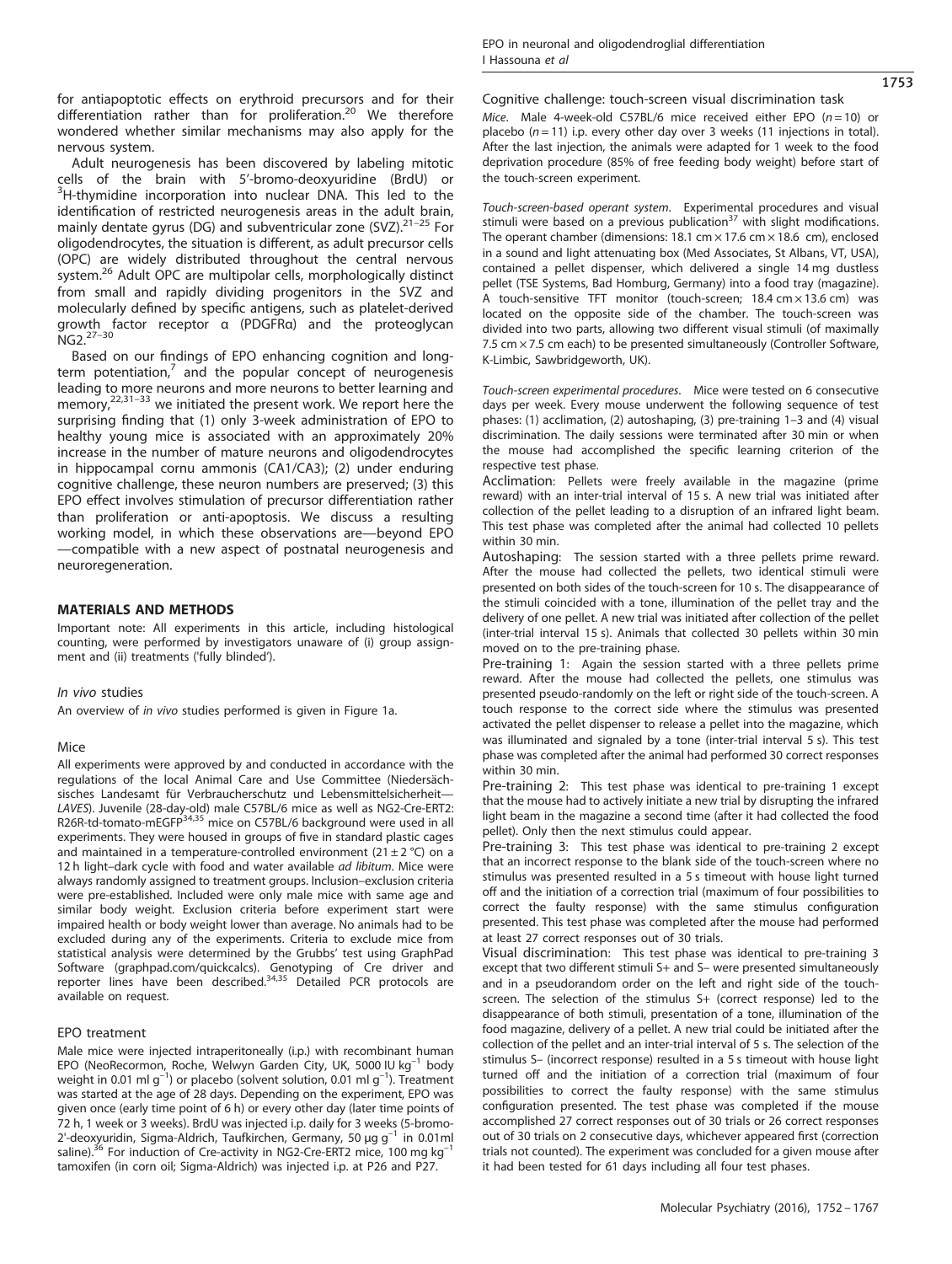for antiapoptotic effects on erythroid precursors and for their differentiation rather than for proliferation.[20] We therefore wondered whether similar mechanisms may also apply for the nervous system.

Adult neurogenesis has been discovered by labeling mitotic cells of the brain with 5′-bromo-deoxyuridine (BrdU) or $^{3}$H-thymidine incorporation into nuclear DNA. This led to the identification of restricted neurogenesis areas in the adult brain, mainly dentate gyrus (DG) and subventricular zone (SVZ).[21–25] For oligodendrocytes, the situation is different, as adult precursor cells (OPC) are widely distributed throughout the central nervous system.[26] Adult OPC are multipolar cells, morphologically distinct from small and rapidly dividing progenitors in the SVZ and molecularly defined by specific antigens, such as platelet-derived growth factor receptor α (PDGFRα) and the proteoglycan NG2.[27–30]

Based on our findings of EPO enhancing cognition and long-term potentiation,[7] and the popular concept of neurogenesis leading to more neurons and more neurons to better learning and memory,[22,31–33] we initiated the present work. We report here the surprising finding that (1) only 3-week administration of EPO to healthy young mice is associated with an approximately 20% increase in the number of mature neurons and oligodendrocytes in hippocampal cornu ammonis (CA1/CA3); (2) under enduring cognitive challenge, these neuron numbers are preserved; (3) this EPO effect involves stimulation of precursor differentiation rather than proliferation or anti-apoptosis. We discuss a resulting working model, in which these observations are—beyond EPO—compatible with a new aspect of postnatal neurogenesis and neuroregeneration.

## MATERIALS AND METHODS

Important note: All experiments in this article, including histological counting, were performed by investigators unaware of (i) group assignment and (ii) treatments ('fully blinded').

### *In vivo* studies

An overview of *in vivo* studies performed is given in Figure 1a.

### Mice

All experiments were approved by and conducted in accordance with the regulations of the local Animal Care and Use Committee (Niedersächsisches Landesamt für Verbraucherschutz und Lebensmittelsicherheit—*LAVES*). Juvenile (28-day-old) male C57BL/6 mice as well as NG2-Cre-ERT2: R26R-td-tomato-mEGFP[34,35] mice on C57BL/6 background were used in all experiments. They were housed in groups of five in standard plastic cages and maintained in a temperature-controlled environment (21 ± 2 °C) on a 12 h light–dark cycle with food and water available *ad libitum*. Mice were always randomly assigned to treatment groups. Inclusion–exclusion criteria were pre-established. Included were only male mice with same age and similar body weight. Exclusion criteria before experiment start were impaired health or body weight lower than average. No animals had to be excluded during any of the experiments. Criteria to exclude mice from statistical analysis were determined by the Grubbs' test using GraphPad Software (graphpad.com/quickcalcs). Genotyping of Cre driver and reporter lines have been described.[34,35] Detailed PCR protocols are available on request.

### EPO treatment

Male mice were injected intraperitoneally (i.p.) with recombinant human EPO (NeoRecormon, Roche, Welwyn Garden City, UK, 5000 IU kg$^{-1}$ body weight in 0.01 ml g$^{-1}$) or placebo (solvent solution, 0.01 ml g$^{-1}$). Treatment was started at the age of 28 days. Depending on the experiment, EPO was given once (early time point of 6 h) or every other day (later time points of 72 h, 1 week or 3 weeks). BrdU was injected i.p. daily for 3 weeks (5-bromo-2'-deoxyuridin, Sigma-Aldrich, Taufkirchen, Germany, 50 µg g$^{-1}$ in 0.01ml saline).[36] For induction of Cre-activity in NG2-Cre-ERT2 mice, 100 mg kg$^{-1}$ tamoxifen (in corn oil; Sigma-Aldrich) was injected i.p. at P26 and P27.

### Cognitive challenge: touch-screen visual discrimination task

*Mice.* Male 4-week-old C57BL/6 mice received either EPO (*n* = 10) or placebo (*n* = 11) i.p. every other day over 3 weeks (11 injections in total). After the last injection, the animals were adapted for 1 week to the food deprivation procedure (85% of free feeding body weight) before start of the touch-screen experiment.

*Touch-screen-based operant system.* Experimental procedures and visual stimuli were based on a previous publication[37] with slight modifications. The operant chamber (dimensions: 18.1 cm × 17.6 cm × 18.6 cm), enclosed in a sound and light attenuating box (Med Associates, St Albans, VT, USA), contained a pellet dispenser, which delivered a single 14 mg dustless pellet (TSE Systems, Bad Homburg, Germany) into a food tray (magazine). A touch-sensitive TFT monitor (touch-screen; 18.4 cm × 13.6 cm) was located on the opposite side of the chamber. The touch-screen was divided into two parts, allowing two different visual stimuli (of maximally 7.5 cm × 7.5 cm each) to be presented simultaneously (Controller Software, K-Limbic, Sawbridgeworth, UK).

*Touch-screen experimental procedures.* Mice were tested on 6 consecutive days per week. Every mouse underwent the following sequence of test phases: (1) acclimation, (2) autoshaping, (3) pre-training 1–3 and (4) visual discrimination. The daily sessions were terminated after 30 min or when the mouse had accomplished the specific learning criterion of the respective test phase.

Acclimation: Pellets were freely available in the magazine (prime reward) with an inter-trial interval of 15 s. A new trial was initiated after collection of the pellet leading to a disruption of an infrared light beam. This test phase was completed after the animal had collected 10 pellets within 30 min.

Autoshaping: The session started with a three pellets prime reward. After the mouse had collected the pellets, two identical stimuli were presented on both sides of the touch-screen for 10 s. The disappearance of the stimuli coincided with a tone, illumination of the pellet tray and the delivery of one pellet. A new trial was initiated after collection of the pellet (inter-trial interval 15 s). Animals that collected 30 pellets within 30 min moved on to the pre-training phase.

Pre-training 1: Again the session started with a three pellets prime reward. After the mouse had collected the pellets, one stimulus was presented pseudo-randomly on the left or right side of the touch-screen. A touch response to the correct side where the stimulus was presented activated the pellet dispenser to release a pellet into the magazine, which was illuminated and signaled by a tone (inter-trial interval 5 s). This test phase was completed after the animal had performed 30 correct responses within 30 min.

Pre-training 2: This test phase was identical to pre-training 1 except that the mouse had to actively initiate a new trial by disrupting the infrared light beam in the magazine a second time (after it had collected the food pellet). Only then the next stimulus could appear.

Pre-training 3: This test phase was identical to pre-training 2 except that an incorrect response to the blank side of the touch-screen where no stimulus was presented resulted in a 5 s timeout with house light turned off and the initiation of a correction trial (maximum of four possibilities to correct the faulty response) with the same stimulus configuration presented. This test phase was completed after the mouse had performed at least 27 correct responses out of 30 trials.

Visual discrimination: This test phase was identical to pre-training 3 except that two different stimuli S+ and S– were presented simultaneously and in a pseudorandom order on the left and right side of the touch-screen. The selection of the stimulus S+ (correct response) led to the disappearance of both stimuli, presentation of a tone, illumination of the food magazine, delivery of a pellet. A new trial could be initiated after the collection of the pellet and an inter-trial interval of 5 s. The selection of the stimulus S– (incorrect response) resulted in a 5 s timeout with house light turned off and the initiation of a correction trial (maximum of four possibilities to correct the faulty response) with the same stimulus configuration presented. The test phase was completed if the mouse accomplished 27 correct responses out of 30 trials or 26 correct responses out of 30 trials on 2 consecutive days, whichever appeared first (correction trials not counted). The experiment was concluded for a given mouse after it had been tested for 61 days including all four test phases.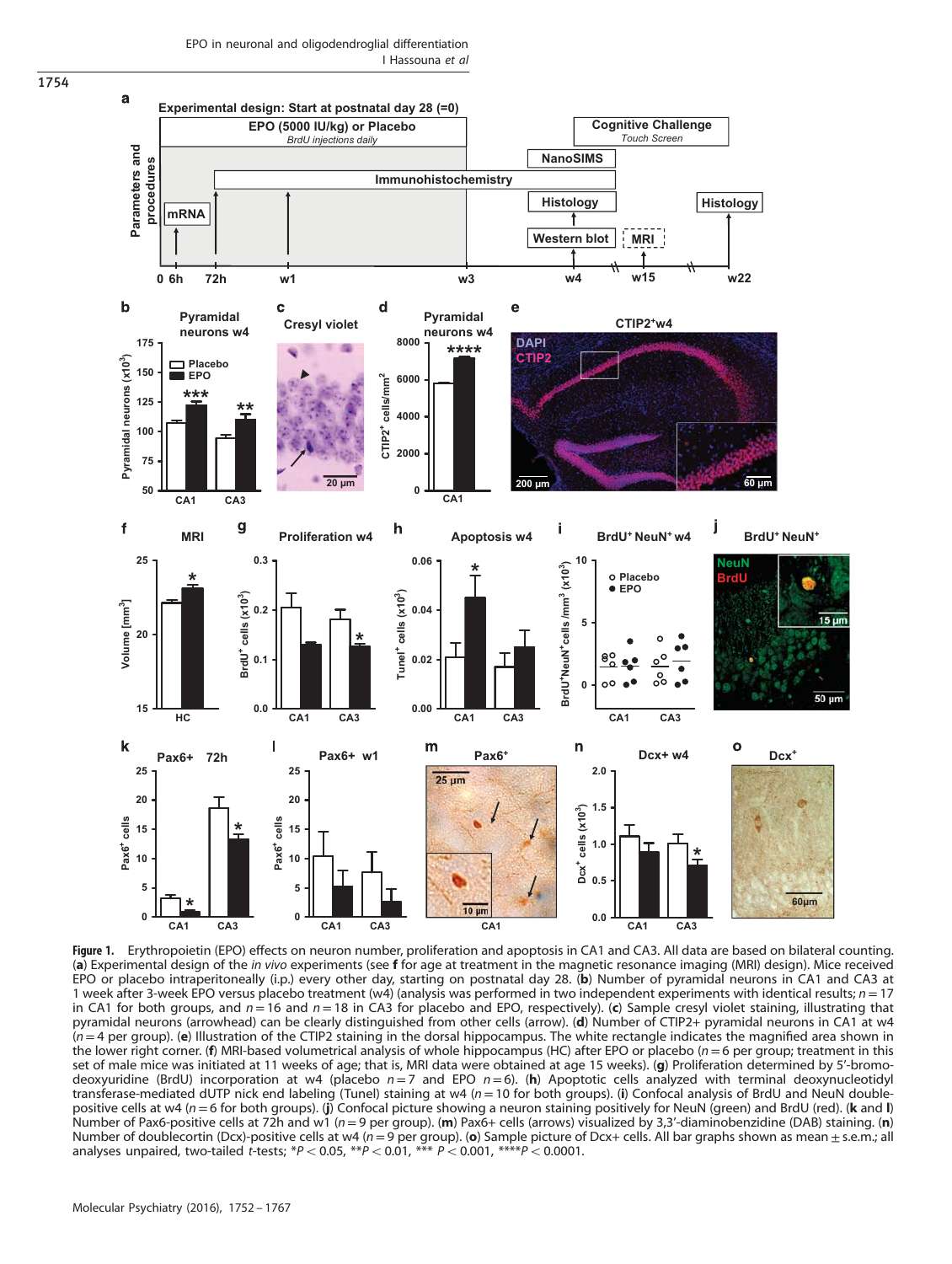**Figure 1.** Erythropoietin (EPO) effects on neuron number, proliferation and apoptosis in CA1 and CA3. All data are based on bilateral counting. (**a**) Experimental design of the *in vivo* experiments (see **f** for age at treatment in the magnetic resonance imaging (MRI) design). Mice received EPO or placebo intraperitoneally (i.p.) every other day, starting on postnatal day 28. (**b**) Number of pyramidal neurons in CA1 and CA3 at 1 week after 3-week EPO versus placebo treatment (w4) (analysis was performed in two independent experiments with identical results; $n = 17$ in CA1 for both groups, and $n = 16$ and $n = 18$ in CA3 for placebo and EPO, respectively). (**c**) Sample cresyl violet staining, illustrating that pyramidal neurons (arrowhead) can be clearly distinguished from other cells (arrow). (**d**) Number of CTIP2+ pyramidal neurons in CA1 at w4 ($n = 4$ per group). (**e**) Illustration of the CTIP2 staining in the dorsal hippocampus. The white rectangle indicates the magnified area shown in the lower right corner. (**f**) MRI-based volumetrical analysis of whole hippocampus (HC) after EPO or placebo ($n = 6$ per group; treatment in this set of male mice was initiated at 11 weeks of age; that is, MRI data were obtained at age 15 weeks). (**g**) Proliferation determined by 5′-bromodeoxyuridine (BrdU) incorporation at w4 (placebo $n = 7$ and EPO $n = 6$). (**h**) Apoptotic cells analyzed with terminal deoxynucleotidyl transferase-mediated dUTP nick end labeling (Tunel) staining at w4 ($n = 10$ for both groups). (**i**) Confocal analysis of BrdU and NeuN double-positive cells at w4 ($n = 6$ for both groups). (**j**) Confocal picture showing a neuron staining positively for NeuN (green) and BrdU (red). (**k** and **l**) Number of Pax6-positive cells at 72h and w1 ($n = 9$ per group). (**m**) Pax6+ cells (arrows) visualized by 3,3′-diaminobenzidine (DAB) staining. (**n**) Number of doublecortin (Dcx)-positive cells at w4 ($n = 9$ per group). (**o**) Sample picture of Dcx+ cells. All bar graphs shown as mean ± s.e.m.; all analyses unpaired, two-tailed *t*-tests; $^{*}P < 0.05$, $^{**}P < 0.01$, $^{***}P < 0.001$, $^{****}P < 0.0001$.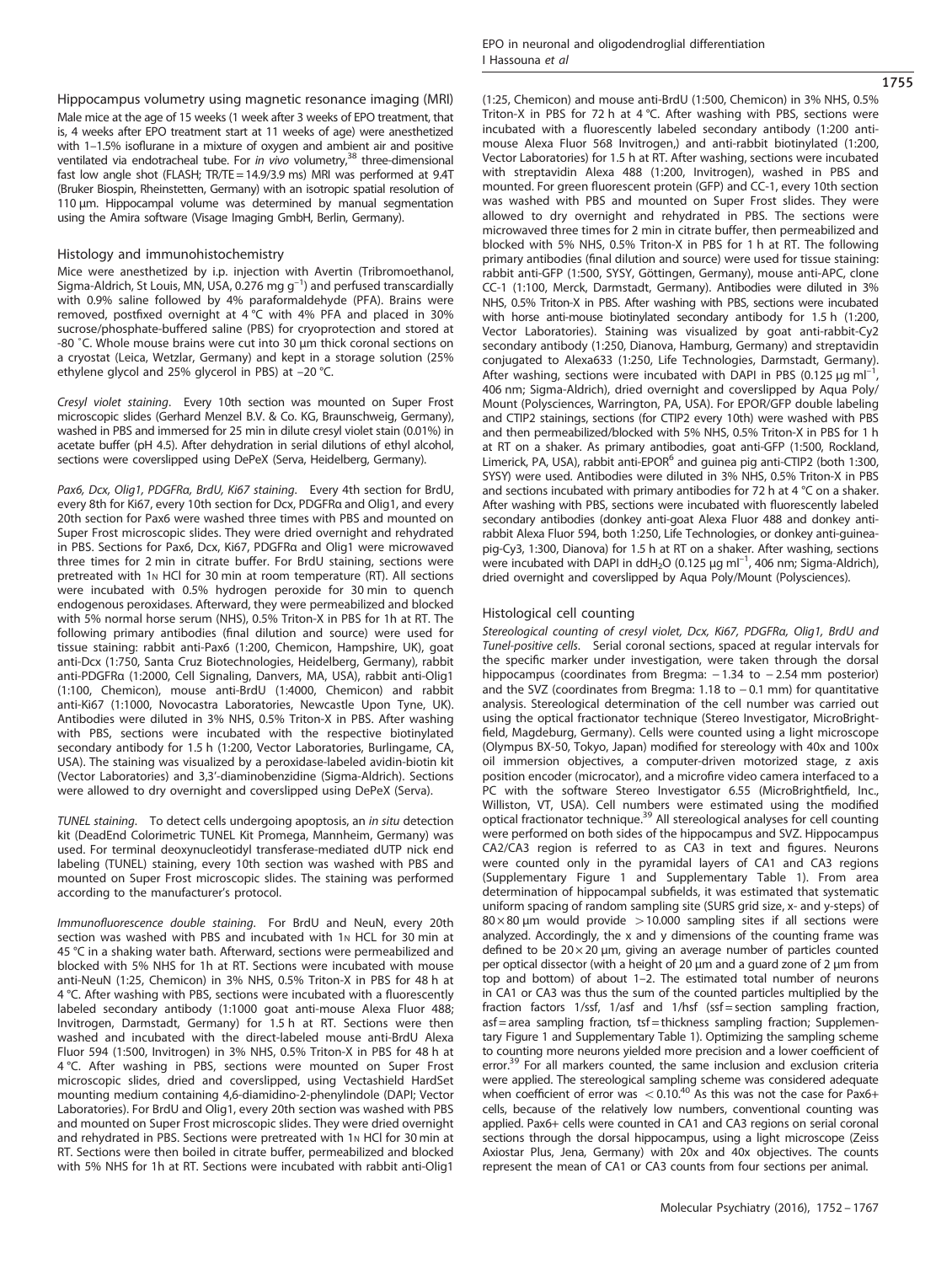## Hippocampus volumetry using magnetic resonance imaging (MRI)

Male mice at the age of 15 weeks (1 week after 3 weeks of EPO treatment, that is, 4 weeks after EPO treatment start at 11 weeks of age) were anesthetized with 1–1.5% isoflurane in a mixture of oxygen and ambient air and positive ventilated via endotracheal tube. For *in vivo* volumetry,[38] three-dimensional fast low angle shot (FLASH; TR/TE = 14.9/3.9 ms) MRI was performed at 9.4T (Bruker Biospin, Rheinstetten, Germany) with an isotropic spatial resolution of 110 µm. Hippocampal volume was determined by manual segmentation using the Amira software (Visage Imaging GmbH, Berlin, Germany).

## Histology and immunohistochemistry

Mice were anesthetized by i.p. injection with Avertin (Tribromoethanol, Sigma-Aldrich, St Louis, MN, USA, 0.276 mg $g^{-1}$) and perfused transcardially with 0.9% saline followed by 4% paraformaldehyde (PFA). Brains were removed, postfixed overnight at 4 °C with 4% PFA and placed in 30% sucrose/phosphate-buffered saline (PBS) for cryoprotection and stored at -80 ˚C. Whole mouse brains were cut into 30 µm thick coronal sections on a cryostat (Leica, Wetzlar, Germany) and kept in a storage solution (25% ethylene glycol and 25% glycerol in PBS) at −20 °C.

*Cresyl violet staining*. Every 10th section was mounted on Super Frost microscopic slides (Gerhard Menzel B.V. & Co. KG, Braunschweig, Germany), washed in PBS and immersed for 25 min in dilute cresyl violet stain (0.01%) in acetate buffer (pH 4.5). After dehydration in serial dilutions of ethyl alcohol, sections were coverslipped using DePeX (Serva, Heidelberg, Germany).

*Pax6, Dcx, Olig1, PDGFRα, BrdU, Ki67 staining*. Every 4th section for BrdU, every 8th for Ki67, every 10th section for Dcx, PDGFRα and Olig1, and every 20th section for Pax6 were washed three times with PBS and mounted on Super Frost microscopic slides. They were dried overnight and rehydrated in PBS. Sections for Pax6, Dcx, Ki67, PDGFRα and Olig1 were microwaved three times for 2 min in citrate buffer. For BrdU staining, sections were pretreated with 1N HCl for 30 min at room temperature (RT). All sections were incubated with 0.5% hydrogen peroxide for 30 min to quench endogenous peroxidases. Afterward, they were permeabilized and blocked with 5% normal horse serum (NHS), 0.5% Triton-X in PBS for 1h at RT. The following primary antibodies (final dilution and source) were used for tissue staining: rabbit anti-Pax6 (1:200, Chemicon, Hampshire, UK), goat anti-Dcx (1:750, Santa Cruz Biotechnologies, Heidelberg, Germany), rabbit anti-PDGFRα (1:2000, Cell Signaling, Danvers, MA, USA), rabbit anti-Olig1 (1:100, Chemicon), mouse anti-BrdU (1:4000, Chemicon) and rabbit anti-Ki67 (1:1000, Novocastra Laboratories, Newcastle Upon Tyne, UK). Antibodies were diluted in 3% NHS, 0.5% Triton-X in PBS. After washing with PBS, sections were incubated with the respective biotinylated secondary antibody for 1.5 h (1:200, Vector Laboratories, Burlingame, CA, USA). The staining was visualized by a peroxidase-labeled avidin-biotin kit (Vector Laboratories) and 3,3′-diaminobenzidine (Sigma-Aldrich). Sections were allowed to dry overnight and coverslipped using DePeX (Serva).

*TUNEL staining*. To detect cells undergoing apoptosis, an *in situ* detection kit (DeadEnd Colorimetric TUNEL Kit Promega, Mannheim, Germany) was used. For terminal deoxynucleotidyl transferase-mediated dUTP nick end labeling (TUNEL) staining, every 10th section was washed with PBS and mounted on Super Frost microscopic slides. The staining was performed according to the manufacturer's protocol.

*Immunofluorescence double staining*. For BrdU and NeuN, every 20th section was washed with PBS and incubated with 1N HCL for 30 min at 45 °C in a shaking water bath. Afterward, sections were permeabilized and blocked with 5% NHS for 1h at RT. Sections were incubated with mouse anti-NeuN (1:25, Chemicon) in 3% NHS, 0.5% Triton-X in PBS for 48 h at 4 °C. After washing with PBS, sections were incubated with a fluorescently labeled secondary antibody (1:1000 goat anti-mouse Alexa Fluor 488; Invitrogen, Darmstadt, Germany) for 1.5 h at RT. Sections were then washed and incubated with the direct-labeled mouse anti-BrdU Alexa Fluor 594 (1:500, Invitrogen) in 3% NHS, 0.5% Triton-X in PBS for 48 h at 4 °C. After washing in PBS, sections were mounted on Super Frost microscopic slides, dried and coverslipped, using Vectashield HardSet mounting medium containing 4,6-diamidino-2-phenylindole (DAPI; Vector Laboratories). For BrdU and Olig1, every 20th section was washed with PBS and mounted on Super Frost microscopic slides. They were dried overnight and rehydrated in PBS. Sections were pretreated with 1N HCl for 30 min at RT. Sections were then boiled in citrate buffer, permeabilized and blocked with 5% NHS for 1h at RT. Sections were incubated with rabbit anti-Olig1 (1:25, Chemicon) and mouse anti-BrdU (1:500, Chemicon) in 3% NHS, 0.5% Triton-X in PBS for 72 h at 4 °C. After washing with PBS, sections were incubated with a fluorescently labeled secondary antibody (1:200 anti-mouse Alexa Fluor 568 Invitrogen,) and anti-rabbit biotinylated (1:200, Vector Laboratories) for 1.5 h at RT. After washing, sections were incubated with streptavidin Alexa 488 (1:200, Invitrogen), washed in PBS and mounted. For green fluorescent protein (GFP) and CC-1, every 10th section was washed with PBS and mounted on Super Frost slides. They were allowed to dry overnight and rehydrated in PBS. The sections were microwaved three times for 2 min in citrate buffer, then permeabilized and blocked with 5% NHS, 0.5% Triton-X in PBS for 1 h at RT. The following primary antibodies (final dilution and source) were used for tissue staining: rabbit anti-GFP (1:500, SYSY, Göttingen, Germany), mouse anti-APC, clone CC-1 (1:100, Merck, Darmstadt, Germany). Antibodies were diluted in 3% NHS, 0.5% Triton-X in PBS. After washing with PBS, sections were incubated with horse anti-mouse biotinylated secondary antibody for 1.5 h (1:200, Vector Laboratories). Staining was visualized by goat anti-rabbit-Cy2 secondary antibody (1:250, Dianova, Hamburg, Germany) and streptavidin conjugated to Alexa633 (1:250, Life Technologies, Darmstadt, Germany). After washing, sections were incubated with DAPI in PBS (0.125 µg $ml^{-1}$, 406 nm; Sigma-Aldrich), dried overnight and coverslipped by Aqua Poly/Mount (Polysciences, Warrington, PA, USA). For EPOR/GFP double labeling and CTIP2 stainings, sections (for CTIP2 every 10th) were washed with PBS and then permeabilized/blocked with 5% NHS, 0.5% Triton-X in PBS for 1 h at RT on a shaker. As primary antibodies, goat anti-GFP (1:500, Rockland, Limerick, PA, USA), rabbit anti-EPOR[6] and guinea pig anti-CTIP2 (both 1:300, SYSY) were used. Antibodies were diluted in 3% NHS, 0.5% Triton-X in PBS and sections incubated with primary antibodies for 72 h at 4 °C on a shaker. After washing with PBS, sections were incubated with fluorescently labeled secondary antibodies (donkey anti-goat Alexa Fluor 488 and donkey anti-rabbit Alexa Fluor 594, both 1:250, Life Technologies, or donkey anti-guinea-pig-Cy3, 1:300, Dianova) for 1.5 h at RT on a shaker. After washing, sections were incubated with DAPI in $ddH_2O$ (0.125 µg $ml^{-1}$, 406 nm; Sigma-Aldrich), dried overnight and coverslipped by Aqua Poly/Mount (Polysciences).

## Histological cell counting

*Stereological counting of cresyl violet, Dcx, Ki67, PDGFRα, Olig1, BrdU and Tunel-positive cells*. Serial coronal sections, spaced at regular intervals for the specific marker under investigation, were taken through the dorsal hippocampus (coordinates from Bregma: − 1.34 to − 2.54 mm posterior) and the SVZ (coordinates from Bregma: 1.18 to − 0.1 mm) for quantitative analysis. Stereological determination of the cell number was carried out using the optical fractionator technique (Stereo Investigator, MicroBrightfield, Magdeburg, Germany). Cells were counted using a light microscope (Olympus BX-50, Tokyo, Japan) modified for stereology with 40x and 100x oil immersion objectives, a computer-driven motorized stage, z axis position encoder (microcator), and a microfire video camera interfaced to a PC with the software Stereo Investigator 6.55 (MicroBrightfield, Inc., Williston, VT, USA). Cell numbers were estimated using the modified optical fractionator technique.[39] All stereological analyses for cell counting were performed on both sides of the hippocampus and SVZ. Hippocampus CA2/CA3 region is referred to as CA3 in text and figures. Neurons were counted only in the pyramidal layers of CA1 and CA3 regions (Supplementary Figure 1 and Supplementary Table 1). From area determination of hippocampal subfields, it was estimated that systematic uniform spacing of random sampling site (SURS grid size, x- and y-steps) of 80 × 80 µm would provide > 10.000 sampling sites if all sections were analyzed. Accordingly, the x and y dimensions of the counting frame was defined to be 20 × 20 µm, giving an average number of particles counted per optical dissector (with a height of 20 µm and a guard zone of 2 µm from top and bottom) of about 1–2. The estimated total number of neurons in CA1 or CA3 was thus the sum of the counted particles multiplied by the fraction factors 1/ssf, 1/asf and 1/hsf (ssf = section sampling fraction, asf = area sampling fraction, tsf = thickness sampling fraction; Supplementary Figure 1 and Supplementary Table 1). Optimizing the sampling scheme to counting more neurons yielded more precision and a lower coefficient of error.[39] For all markers counted, the same inclusion and exclusion criteria were applied. The stereological sampling scheme was considered adequate when coefficient of error was < 0.10.[40] As this was not the case for Pax6+ cells, because of the relatively low numbers, conventional counting was applied. Pax6+ cells were counted in CA1 and CA3 regions on serial coronal sections through the dorsal hippocampus, using a light microscope (Zeiss Axiostar Plus, Jena, Germany) with 20x and 40x objectives. The counts represent the mean of CA1 or CA3 counts from four sections per animal.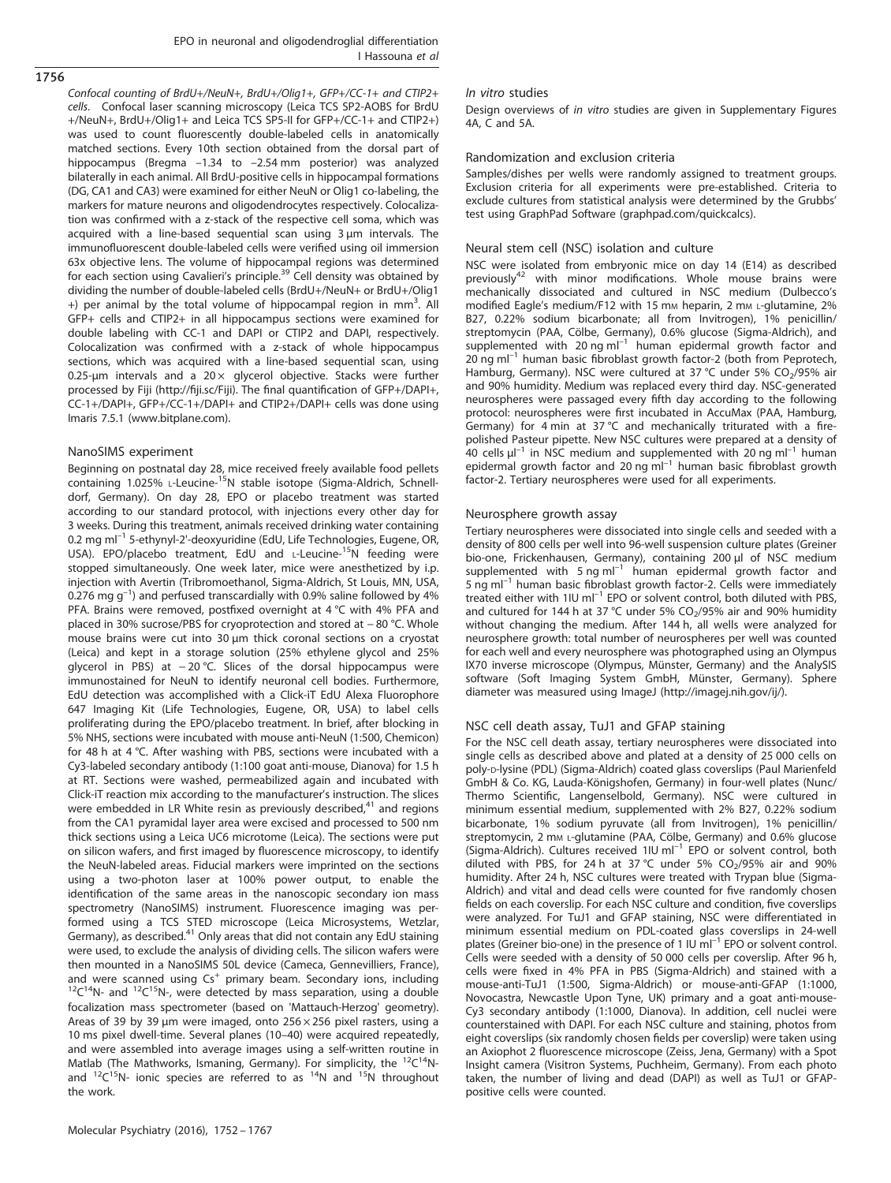*Confocal counting of BrdU+/NeuN+, BrdU+/Olig1+, GFP+/CC-1+ and CTIP2+ cells.* Confocal laser scanning microscopy (Leica TCS SP2-AOBS for BrdU +/NeuN+, BrdU+/Olig1+ and Leica TCS SP5-II for GFP+/CC-1+ and CTIP2+) was used to count fluorescently double-labeled cells in anatomically matched sections. Every 10th section obtained from the dorsal part of hippocampus (Bregma −1.34 to −2.54 mm posterior) was analyzed bilaterally in each animal. All BrdU-positive cells in hippocampal formations (DG, CA1 and CA3) were examined for either NeuN or Olig1 co-labeling, the markers for mature neurons and oligodendrocytes respectively. Colocalization was confirmed with a z-stack of the respective cell soma, which was acquired with a line-based sequential scan using 3 μm intervals. The immunofluorescent double-labeled cells were verified using oil immersion 63x objective lens. The volume of hippocampal regions was determined for each section using Cavalieri's principle.[39] Cell density was obtained by dividing the number of double-labeled cells (BrdU+/NeuN+ or BrdU+/Olig1 +) per animal by the total volume of hippocampal region in $mm^3$. All GFP+ cells and CTIP2+ in all hippocampus sections were examined for double labeling with CC-1 and DAPI or CTIP2 and DAPI, respectively. Colocalization was confirmed with a z-stack of whole hippocampus sections, which was acquired with a line-based sequential scan, using 0.25-μm intervals and a 20× glycerol objective. Stacks were further processed by Fiji (http://fiji.sc/Fiji). The final quantification of GFP+/DAPI+, GFP+/CC-1+/DAPI+ and CTIP2+/DAPI+ cells was done using Imaris 7.5.1 (www.bitplane.com).

### NanoSIMS experiment

Beginning on postnatal day 28, mice received freely available food pellets containing 1.025% L-Leucine-$^{15}N$ stable isotope (Sigma-Aldrich, Schnelldorf, Germany). On day 28, EPO or placebo treatment was started according to our standard protocol, with injections every other day for 3 weeks. During this treatment, animals received drinking water containing 0.2 mg $ml^{-1}$ 5-ethynyl-2'-deoxyuridine (EdU, Life Technologies, Eugene, OR, USA). EPO/placebo treatment, EdU and L-Leucine-$^{15}N$ feeding were stopped simultaneously. One week later, mice were anesthetized by i.p. injection with Avertin (Tribromoethanol, Sigma-Aldrich, St Louis, MN, USA, 0.276 mg $g^{-1}$) and perfused transcardially with 0.9% saline followed by 4% PFA. Brains were removed, postfixed overnight at 4 °C with 4% PFA and placed in 30% sucrose/PBS for cryoprotection and stored at − 80 °C. Whole mouse brains were cut into 30 μm thick coronal sections on a cryostat (Leica) and kept in a storage solution (25% ethylene glycol and 25% glycerol in PBS) at − 20 °C. Slices of the dorsal hippocampus were immunostained for NeuN to identify neuronal cell bodies. Furthermore, EdU detection was accomplished with a Click-iT EdU Alexa Fluorophore 647 Imaging Kit (Life Technologies, Eugene, OR, USA) to label cells proliferating during the EPO/placebo treatment. In brief, after blocking in 5% NHS, sections were incubated with mouse anti-NeuN (1:500, Chemicon) for 48 h at 4 °C. After washing with PBS, sections were incubated with a Cy3-labeled secondary antibody (1:100 goat anti-mouse, Dianova) for 1.5 h at RT. Sections were washed, permeabilized again and incubated with Click-iT reaction mix according to the manufacturer's instruction. The slices were embedded in LR White resin as previously described,[41] and regions from the CA1 pyramidal layer area were excised and processed to 500 nm thick sections using a Leica UC6 microtome (Leica). The sections were put on silicon wafers, and first imaged by fluorescence microscopy, to identify the NeuN-labeled areas. Fiducial markers were imprinted on the sections using a two-photon laser at 100% power output, to enable the identification of the same areas in the nanoscopic secondary ion mass spectrometry (NanoSIMS) instrument. Fluorescence imaging was performed using a TCS STED microscope (Leica Microsystems, Wetzlar, Germany), as described.[41] Only areas that did not contain any EdU staining were used, to exclude the analysis of dividing cells. The silicon wafers were then mounted in a NanoSIMS 50L device (Cameca, Gennevilliers, France), and were scanned using $Cs^+$ primary beam. Secondary ions, including $^{12}C^{14}N$- and $^{12}C^{15}N$-, were detected by mass separation, using a double focalization mass spectrometer (based on 'Mattauch-Herzog' geometry). Areas of 39 by 39 μm were imaged, onto 256 × 256 pixel rasters, using a 10 ms pixel dwell-time. Several planes (10–40) were acquired repeatedly, and were assembled into average images using a self-written routine in Matlab (The Mathworks, Ismaning, Germany). For simplicity, the $^{12}C^{14}N$- and $^{12}C^{15}N$- ionic species are referred to as $^{14}N$ and $^{15}N$ throughout the work.

### *In vitro* studies

Design overviews of *in vitro* studies are given in Supplementary Figures 4A, C and 5A.

### Randomization and exclusion criteria

Samples/dishes per wells were randomly assigned to treatment groups. Exclusion criteria for all experiments were pre-established. Criteria to exclude cultures from statistical analysis were determined by the Grubbs' test using GraphPad Software (graphpad.com/quickcalcs).

### Neural stem cell (NSC) isolation and culture

NSC were isolated from embryonic mice on day 14 (E14) as described previously[42] with minor modifications. Whole mouse brains were mechanically dissociated and cultured in NSC medium (Dulbecco's modified Eagle's medium/F12 with 15 mM heparin, 2 mM L-glutamine, 2% B27, 0.22% sodium bicarbonate; all from Invitrogen), 1% penicillin/streptomycin (PAA, Cölbe, Germany), 0.6% glucose (Sigma-Aldrich), and supplemented with 20 ng $ml^{-1}$ human epidermal growth factor and 20 ng $ml^{-1}$ human basic fibroblast growth factor-2 (both from Peprotech, Hamburg, Germany). NSC were cultured at 37 °C under 5% $CO_2$/95% air and 90% humidity. Medium was replaced every third day. NSC-generated neurospheres were passaged every fifth day according to the following protocol: neurospheres were first incubated in AccuMax (PAA, Hamburg, Germany) for 4 min at 37 °C and mechanically triturated with a fire-polished Pasteur pipette. New NSC cultures were prepared at a density of 40 cells $\mu l^{-1}$ in NSC medium and supplemented with 20 ng $ml^{-1}$ human epidermal growth factor and 20 ng $ml^{-1}$ human basic fibroblast growth factor-2. Tertiary neurospheres were used for all experiments.

### Neurosphere growth assay

Tertiary neurospheres were dissociated into single cells and seeded with a density of 800 cells per well into 96-well suspension culture plates (Greiner bio-one, Frickenhausen, Germany), containing 200 μl of NSC medium supplemented with 5 ng $ml^{-1}$ human epidermal growth factor and 5 ng $ml^{-1}$ human basic fibroblast growth factor-2. Cells were immediately treated either with 1IU $ml^{-1}$ EPO or solvent control, both diluted with PBS, and cultured for 144 h at 37 °C under 5% $CO_2$/95% air and 90% humidity without changing the medium. After 144 h, all wells were analyzed for neurosphere growth: total number of neurospheres per well was counted for each well and every neurosphere was photographed using an Olympus IX70 inverse microscope (Olympus, Münster, Germany) and the AnalySIS software (Soft Imaging System GmbH, Münster, Germany). Sphere diameter was measured using ImageJ (http://imagej.nih.gov/ij/).

### NSC cell death assay, TuJ1 and GFAP staining

For the NSC cell death assay, tertiary neurospheres were dissociated into single cells as described above and plated at a density of 25 000 cells on poly-D-lysine (PDL) (Sigma-Aldrich) coated glass coverslips (Paul Marienfeld GmbH & Co. KG, Lauda-Königshofen, Germany) in four-well plates (Nunc/Thermo Scientific, Langenselbold, Germany). NSC were cultured in minimum essential medium, supplemented with 2% B27, 0.22% sodium bicarbonate, 1% sodium pyruvate (all from Invitrogen), 1% penicillin/streptomycin, 2 mM L-glutamine (PAA, Cölbe, Germany) and 0.6% glucose (Sigma-Aldrich). Cultures received 1IU $ml^{-1}$ EPO or solvent control, both diluted with PBS, for 24 h at 37 °C under 5% $CO_2$/95% air and 90% humidity. After 24 h, NSC cultures were treated with Trypan blue (Sigma-Aldrich) and vital and dead cells were counted for five randomly chosen fields on each coverslip. For each NSC culture and condition, five coverslips were analyzed. For TuJ1 and GFAP staining, NSC were differentiated in minimum essential medium on PDL-coated glass coverslips in 24-well plates (Greiner bio-one) in the presence of 1 IU $ml^{-1}$ EPO or solvent control. Cells were seeded with a density of 50 000 cells per coverslip. After 96 h, cells were fixed in 4% PFA in PBS (Sigma-Aldrich) and stained with a mouse-anti-TuJ1 (1:500, Sigma-Aldrich) or mouse-anti-GFAP (1:1000, Novocastra, Newcastle Upon Tyne, UK) primary and a goat anti-mouse-Cy3 secondary antibody (1:1000, Dianova). In addition, cell nuclei were counterstained with DAPI. For each NSC culture and staining, photos from eight coverslips (six randomly chosen fields per coverslip) were taken using an Axiophot 2 fluorescence microscope (Zeiss, Jena, Germany) with a Spot Insight camera (Visitron Systems, Puchheim, Germany). From each photo taken, the number of living and dead (DAPI) as well as TuJ1 or GFAP-positive cells were counted.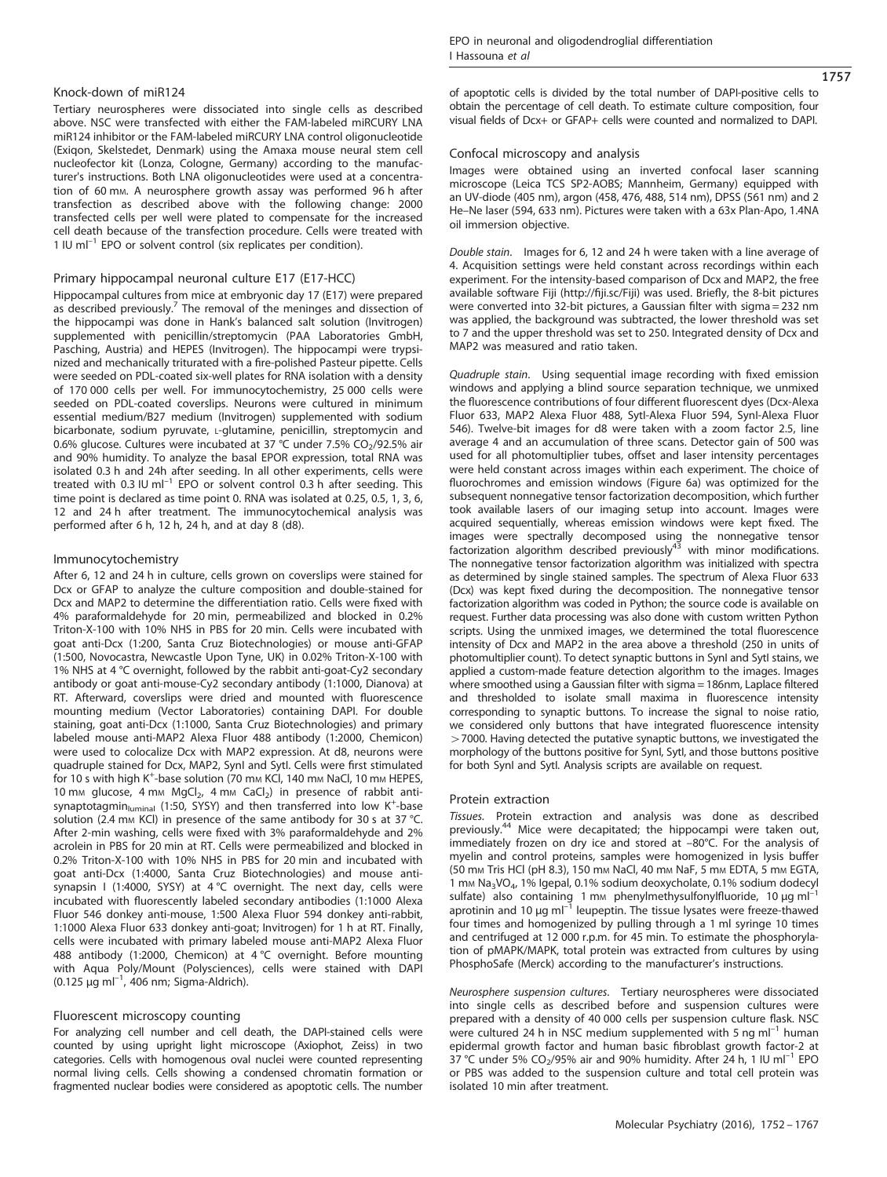### Knock-down of miR124

Tertiary neurospheres were dissociated into single cells as described above. NSC were transfected with either the FAM-labeled miRCURY LNA miR124 inhibitor or the FAM-labeled miRCURY LNA control oligonucleotide (Exiqon, Skelstedet, Denmark) using the Amaxa mouse neural stem cell nucleofector kit (Lonza, Cologne, Germany) according to the manufacturer's instructions. Both LNA oligonucleotides were used at a concentration of 60 mM. A neurosphere growth assay was performed 96 h after transfection as described above with the following change: 2000 transfected cells per well were plated to compensate for the increased cell death because of the transfection procedure. Cells were treated with 1 IU $ml^{-1}$ EPO or solvent control (six replicates per condition).

### Primary hippocampal neuronal culture E17 (E17-HCC)

Hippocampal cultures from mice at embryonic day 17 (E17) were prepared as described previously.[7] The removal of the meninges and dissection of the hippocampi was done in Hank's balanced salt solution (Invitrogen) supplemented with penicillin/streptomycin (PAA Laboratories GmbH, Pasching, Austria) and HEPES (Invitrogen). The hippocampi were trypsinized and mechanically triturated with a fire-polished Pasteur pipette. Cells were seeded on PDL-coated six-well plates for RNA isolation with a density of 170 000 cells per well. For immunocytochemistry, 25 000 cells were seeded on PDL-coated coverslips. Neurons were cultured in minimum essential medium/B27 medium (Invitrogen) supplemented with sodium bicarbonate, sodium pyruvate, L-glutamine, penicillin, streptomycin and 0.6% glucose. Cultures were incubated at 37 °C under 7.5% $CO_2$/92.5% air and 90% humidity. To analyze the basal EPOR expression, total RNA was isolated 0.3 h and 24h after seeding. In all other experiments, cells were treated with 0.3 IU $ml^{-1}$ EPO or solvent control 0.3 h after seeding. This time point is declared as time point 0. RNA was isolated at 0.25, 0.5, 1, 3, 6, 12 and 24 h after treatment. The immunocytochemical analysis was performed after 6 h, 12 h, 24 h, and at day 8 (d8).

### Immunocytochemistry

After 6, 12 and 24 h in culture, cells grown on coverslips were stained for Dcx or GFAP to analyze the culture composition and double-stained for Dcx and MAP2 to determine the differentiation ratio. Cells were fixed with 4% paraformaldehyde for 20 min, permeabilized and blocked in 0.2% Triton-X-100 with 10% NHS in PBS for 20 min. Cells were incubated with goat anti-Dcx (1:200, Santa Cruz Biotechnologies) or mouse anti-GFAP (1:500, Novocastra, Newcastle Upon Tyne, UK) in 0.02% Triton-X-100 with 1% NHS at 4 °C overnight, followed by the rabbit anti-goat-Cy2 secondary antibody or goat anti-mouse-Cy2 secondary antibody (1:1000, Dianova) at RT. Afterward, coverslips were dried and mounted with fluorescence mounting medium (Vector Laboratories) containing DAPI. For double staining, goat anti-Dcx (1:1000, Santa Cruz Biotechnologies) and primary labeled mouse anti-MAP2 Alexa Fluor 488 antibody (1:2000, Chemicon) were used to colocalize Dcx with MAP2 expression. At d8, neurons were quadruple stained for Dcx, MAP2, SynI and SytI. Cells were first stimulated for 10 s with high $K^+$-base solution (70 mM KCl, 140 mM NaCl, 10 mM HEPES, 10 mM glucose, 4 mM $MgCl_2$, 4 mM $CaCl_2$) in presence of rabbit anti-synaptotagmin$_{luminal}$ (1:50, SYSY) and then transferred into low $K^+$-base solution (2.4 mM KCl) in presence of the same antibody for 30 s at 37 °C. After 2-min washing, cells were fixed with 3% paraformaldehyde and 2% acrolein in PBS for 20 min at RT. Cells were permeabilized and blocked in 0.2% Triton-X-100 with 10% NHS in PBS for 20 min and incubated with goat anti-Dcx (1:4000, Santa Cruz Biotechnologies) and mouse anti-synapsin I (1:4000, SYSY) at 4 °C overnight. The next day, cells were incubated with fluorescently labeled secondary antibodies (1:1000 Alexa Fluor 546 donkey anti-mouse, 1:500 Alexa Fluor 594 donkey anti-rabbit, 1:1000 Alexa Fluor 633 donkey anti-goat; Invitrogen) for 1 h at RT. Finally, cells were incubated with primary labeled mouse anti-MAP2 Alexa Fluor 488 antibody (1:2000, Chemicon) at 4 °C overnight. Before mounting with Aqua Poly/Mount (Polysciences), cells were stained with DAPI (0.125 μg $ml^{-1}$, 406 nm; Sigma-Aldrich).

### Fluorescent microscopy counting

For analyzing cell number and cell death, the DAPI-stained cells were counted by using upright light microscope (Axiophot, Zeiss) in two categories. Cells with homogenous oval nuclei were counted representing normal living cells. Cells showing a condensed chromatin formation or fragmented nuclear bodies were considered as apoptotic cells. The number of apoptotic cells is divided by the total number of DAPI-positive cells to obtain the percentage of cell death. To estimate culture composition, four visual fields of Dcx+ or GFAP+ cells were counted and normalized to DAPI.

### Confocal microscopy and analysis

Images were obtained using an inverted confocal laser scanning microscope (Leica TCS SP2-AOBS; Mannheim, Germany) equipped with an UV-diode (405 nm), argon (458, 476, 488, 514 nm), DPSS (561 nm) and 2 He–Ne laser (594, 633 nm). Pictures were taken with a 63x Plan-Apo, 1.4NA oil immersion objective.

*Double stain.* Images for 6, 12 and 24 h were taken with a line average of 4. Acquisition settings were held constant across recordings within each experiment. For the intensity-based comparison of Dcx and MAP2, the free available software Fiji (http://fiji.sc/Fiji) was used. Briefly, the 8-bit pictures were converted into 32-bit pictures, a Gaussian filter with sigma = 232 nm was applied, the background was subtracted, the lower threshold was set to 7 and the upper threshold was set to 250. Integrated density of Dcx and MAP2 was measured and ratio taken.

*Quadruple stain.* Using sequential image recording with fixed emission windows and applying a blind source separation technique, we unmixed the fluorescence contributions of four different fluorescent dyes (Dcx-Alexa Fluor 633, MAP2 Alexa Fluor 488, SytI-Alexa Fluor 594, SynI-Alexa Fluor 546). Twelve-bit images for d8 were taken with a zoom factor 2.5, line average 4 and an accumulation of three scans. Detector gain of 500 was used for all photomultiplier tubes, offset and laser intensity percentages were held constant across images within each experiment. The choice of fluorochromes and emission windows (Figure 6a) was optimized for the subsequent nonnegative tensor factorization decomposition, which further took available lasers of our imaging setup into account. Images were acquired sequentially, whereas emission windows were kept fixed. The images were spectrally decomposed using the nonnegative tensor factorization algorithm described previously[43] with minor modifications. The nonnegative tensor factorization algorithm was initialized with spectra as determined by single stained samples. The spectrum of Alexa Fluor 633 (Dcx) was kept fixed during the decomposition. The nonnegative tensor factorization algorithm was coded in Python; the source code is available on request. Further data processing was also done with custom written Python scripts. Using the unmixed images, we determined the total fluorescence intensity of Dcx and MAP2 in the area above a threshold (250 in units of photomultiplier count). To detect synaptic buttons in SynI and SytI stains, we applied a custom-made feature detection algorithm to the images. Images where smoothed using a Gaussian filter with sigma = 186nm, Laplace filtered and thresholded to isolate small maxima in fluorescence intensity corresponding to synaptic buttons. To increase the signal to noise ratio, we considered only buttons that have integrated fluorescence intensity >7000. Having detected the putative synaptic buttons, we investigated the morphology of the buttons positive for SynI, SytI, and those buttons positive for both SynI and SytI. Analysis scripts are available on request.

### Protein extraction

*Tissues.* Protein extraction and analysis was done as described previously.[44] Mice were decapitated; the hippocampi were taken out, immediately frozen on dry ice and stored at −80°C. For the analysis of myelin and control proteins, samples were homogenized in lysis buffer (50 mM Tris HCl (pH 8.3), 150 mM NaCl, 40 mM NaF, 5 mM EDTA, 5 mM EGTA, 1 mM $Na_3VO_4$, 1% Igepal, 0.1% sodium deoxycholate, 0.1% sodium dodecyl sulfate) also containing 1 mM phenylmethysulfonylfluoride, 10 μg $ml^{-1}$ aprotinin and 10 μg $ml^{-1}$ leupeptin. The tissue lysates were freeze-thawed four times and homogenized by pulling through a 1 ml syringe 10 times and centrifuged at 12 000 r.p.m. for 45 min. To estimate the phosphorylation of pMAPK/MAPK, total protein was extracted from cultures by using PhosphoSafe (Merck) according to the manufacturer's instructions.

*Neurosphere suspension cultures.* Tertiary neurospheres were dissociated into single cells as described before and suspension cultures were prepared with a density of 40 000 cells per suspension culture flask. NSC were cultured 24 h in NSC medium supplemented with 5 ng $ml^{-1}$ human epidermal growth factor and human basic fibroblast growth factor-2 at 37 °C under 5% $CO_2$/95% air and 90% humidity. After 24 h, 1 IU $ml^{-1}$ EPO or PBS was added to the suspension culture and total cell protein was isolated 10 min after treatment.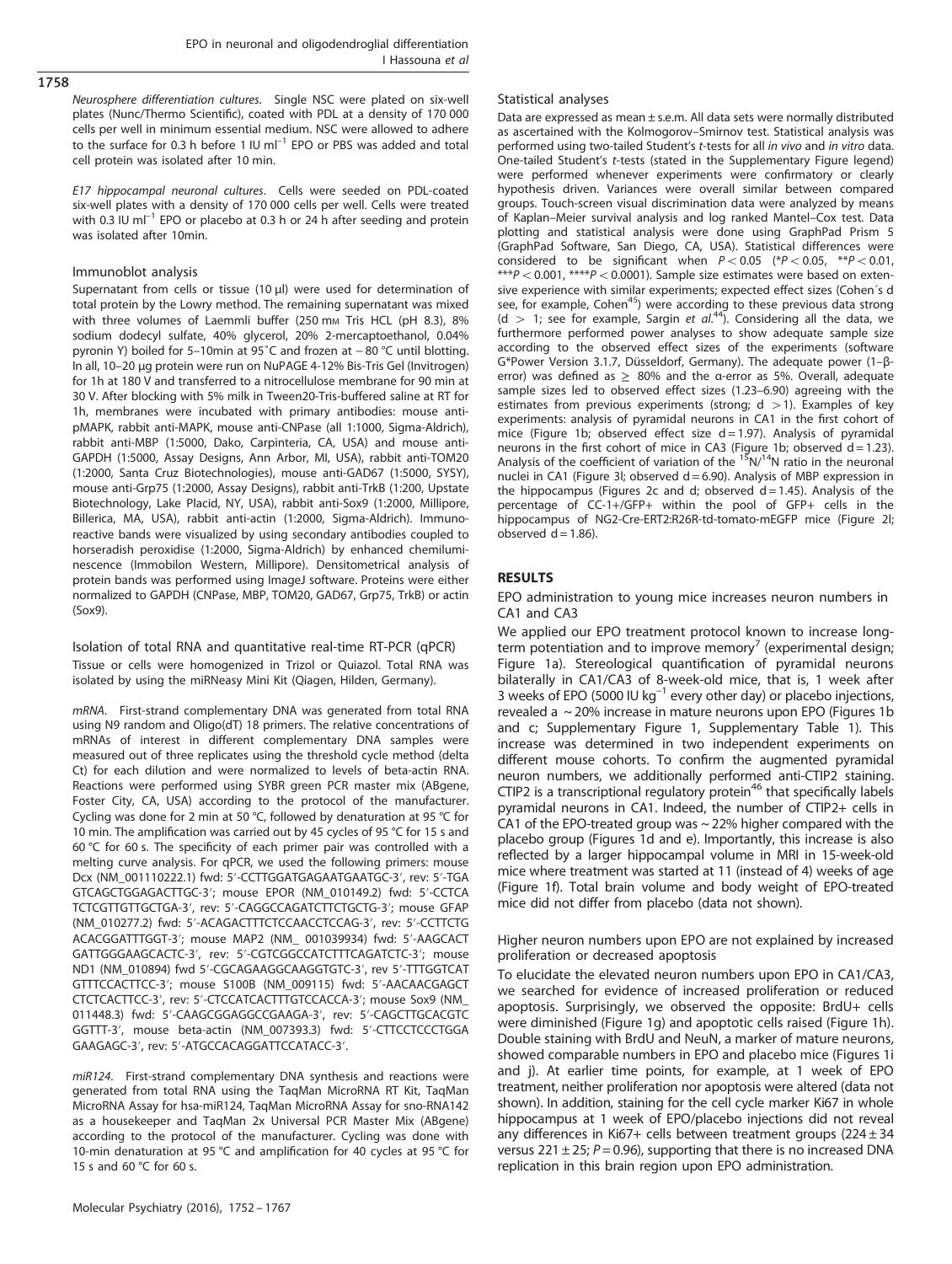*Neurosphere differentiation cultures.* Single NSC were plated on six-well plates (Nunc/Thermo Scientific), coated with PDL at a density of 170 000 cells per well in minimum essential medium. NSC were allowed to adhere to the surface for 0.3 h before 1 IU $ml^{-1}$ EPO or PBS was added and total cell protein was isolated after 10 min.

*E17 hippocampal neuronal cultures.* Cells were seeded on PDL-coated six-well plates with a density of 170 000 cells per well. Cells were treated with 0.3 IU $ml^{-1}$ EPO or placebo at 0.3 h or at 24 h after seeding and protein was isolated after 10min.

### Immunoblot analysis

Supernatant from cells or tissue (10 µl) were used for determination of total protein by the Lowry method. The remaining supernatant was mixed with three volumes of Laemmli buffer (250 mM Tris HCL (pH 8.3), 8% sodium dodecyl sulfate, 40% glycerol, 20% 2-mercaptoethanol, 0.04% pyronin Y) boiled for 5–10min at 95˚C and frozen at − 80 °C until blotting. In all, 10–20 µg protein were run on NuPAGE 4-12% Bis-Tris Gel (Invitrogen) for 1h at 180 V and transferred to a nitrocellulose membrane for 90 min at 30 V. After blocking with 5% milk in Tween20-Tris-buffered saline at RT for 1h, membranes were incubated with primary antibodies: mouse anti-pMAPK, rabbit anti-MAPK, mouse anti-CNPase (all 1:1000, Sigma-Aldrich), rabbit anti-MBP (1:5000, Dako, Carpinteria, CA, USA) and mouse anti-GAPDH (1:5000, Assay Designs, Ann Arbor, MI, USA), rabbit anti-TOM20 (1:2000, Santa Cruz Biotechnologies), mouse anti-GAD67 (1:5000, SYSY), mouse anti-Grp75 (1:2000, Assay Designs), rabbit anti-TrkB (1:200, Upstate Biotechnology, Lake Placid, NY, USA), rabbit anti-Sox9 (1:2000, Millipore, Billerica, MA, USA), rabbit anti-actin (1:2000, Sigma-Aldrich). Immunoreactive bands were visualized by using secondary antibodies coupled to horseradish peroxidise (1:2000, Sigma-Aldrich) by enhanced chemiluminescence (Immobilon Western, Millipore). Densitometrical analysis of protein bands was performed using ImageJ software. Proteins were either normalized to GAPDH (CNPase, MBP, TOM20, GAD67, Grp75, TrkB) or actin (Sox9).

### Isolation of total RNA and quantitative real-time RT-PCR (qPCR)

Tissue or cells were homogenized in Trizol or Quiazol. Total RNA was isolated by using the miRNeasy Mini Kit (Qiagen, Hilden, Germany).

*mRNA.* First-strand complementary DNA was generated from total RNA using N9 random and Oligo(dT) 18 primers. The relative concentrations of mRNAs of interest in different complementary DNA samples were measured out of three replicates using the threshold cycle method (delta Ct) for each dilution and were normalized to levels of beta-actin RNA. Reactions were performed using SYBR green PCR master mix (ABgene, Foster City, CA, USA) according to the protocol of the manufacturer. Cycling was done for 2 min at 50 °C, followed by denaturation at 95 °C for 10 min. The amplification was carried out by 45 cycles of 95 °C for 15 s and 60 °C for 60 s. The specificity of each primer pair was controlled with a melting curve analysis. For qPCR, we used the following primers: mouse Dcx (NM_001110222.1) fwd: 5′-CCTTGGATGAGAATGAATGC-3′, rev: 5′-TGA GTCAGCTGGAGACTTGC-3′; mouse EPOR (NM_010149.2) fwd: 5′-CCTCA TCTCGTTGTTGCTGA-3′, rev: 5′-CAGGCCAGATCTTCTGCTG-3′; mouse GFAP (NM_010277.2) fwd: 5′-ACAGACTTTCTCCAACCTCCAG-3′, rev: 5′-CCTTCTG ACACGGATTTGGT-3′; mouse MAP2 (NM_ 001039934) fwd: 5′-AAGCACT GATTGGGAAGCACTC-3′, rev: 5′-CGTCGGCCATCTTTCAGATCTC-3′; mouse ND1 (NM_010894) fwd 5′-CGCAGAAGGCAAGGTGTC-3′, rev 5′-TTTGGTCAT GTTTCCACTTCC-3′; mouse S100B (NM_009115) fwd: 5′-AACAACGAGCT CTCTCACTTCC-3′, rev: 5′-CTCCATCACTTTGTCCACCA-3′; mouse Sox9 (NM_ 011448.3) fwd: 5′-CAAGCGGAGGCCGAAGA-3′, rev: 5′-CAGCTTGCACGTC GGTTT-3′, mouse beta-actin (NM_007393.3) fwd: 5′-CTTCCTCCCTGGA GAAGAGC-3′, rev: 5′-ATGCCACAGGATTCCATACC-3′.

*miR124.* First-strand complementary DNA synthesis and reactions were generated from total RNA using the TaqMan MicroRNA RT Kit, TaqMan MicroRNA Assay for hsa-miR124, TaqMan MicroRNA Assay for sno-RNA142 as a housekeeper and TaqMan 2x Universal PCR Master Mix (ABgene) according to the protocol of the manufacturer. Cycling was done with 10-min denaturation at 95 °C and amplification for 40 cycles at 95 °C for 15 s and 60 °C for 60 s.

### Statistical analyses

Data are expressed as mean ± s.e.m. All data sets were normally distributed as ascertained with the Kolmogorov–Smirnov test. Statistical analysis was performed using two-tailed Student's *t*-tests for all *in vivo* and *in vitro* data. One-tailed Student's *t*-tests (stated in the Supplementary Figure legend) were performed whenever experiments were confirmatory or clearly hypothesis driven. Variances were overall similar between compared groups. Touch-screen visual discrimination data were analyzed by means of Kaplan–Meier survival analysis and log ranked Mantel–Cox test. Data plotting and statistical analysis were done using GraphPad Prism 5 (GraphPad Software, San Diego, CA, USA). Statistical differences were considered to be significant when $P < 0.05$ (*$P < 0.05$, **$P < 0.01$, ***$P < 0.001$, ****$P < 0.0001$). Sample size estimates were based on extensive experience with similar experiments; expected effect sizes (Cohen´s d see, for example, Cohen[45]) were according to these previous data strong ($d > 1$; see for example, Sargin *et al.*[44]). Considering all the data, we furthermore performed power analyses to show adequate sample size according to the observed effect sizes of the experiments (software G*Power Version 3.1.7, Düsseldorf, Germany). The adequate power (1–β-error) was defined as ≥ 80% and the α-error as 5%. Overall, adequate sample sizes led to observed effect sizes (1.23–6.90) agreeing with the estimates from previous experiments (strong; $d > 1$). Examples of key experiments: analysis of pyramidal neurons in CA1 in the first cohort of mice (Figure 1b; observed effect size d = 1.97). Analysis of pyramidal neurons in the first cohort of mice in CA3 (Figure 1b; observed d = 1.23). Analysis of the coefficient of variation of the $^{15}N/^{14}N$ ratio in the neuronal nuclei in CA1 (Figure 3l; observed d = 6.90). Analysis of MBP expression in the hippocampus (Figures 2c and d; observed d = 1.45). Analysis of the percentage of CC-1+/GFP+ within the pool of GFP+ cells in the hippocampus of NG2-Cre-ERT2:R26R-td-tomato-mEGFP mice (Figure 2l; observed d = 1.86).

## RESULTS

### EPO administration to young mice increases neuron numbers in CA1 and CA3

We applied our EPO treatment protocol known to increase long-term potentiation and to improve memory[7] (experimental design; Figure 1a). Stereological quantification of pyramidal neurons bilaterally in CA1/CA3 of 8-week-old mice, that is, 1 week after 3 weeks of EPO (5000 IU $kg^{-1}$ every other day) or placebo injections, revealed a ~ 20% increase in mature neurons upon EPO (Figures 1b and c; Supplementary Figure 1, Supplementary Table 1). This increase was determined in two independent experiments on different mouse cohorts. To confirm the augmented pyramidal neuron numbers, we additionally performed anti-CTIP2 staining. CTIP2 is a transcriptional regulatory protein[46] that specifically labels pyramidal neurons in CA1. Indeed, the number of CTIP2+ cells in CA1 of the EPO-treated group was ~ 22% higher compared with the placebo group (Figures 1d and e). Importantly, this increase is also reflected by a larger hippocampal volume in MRI in 15-week-old mice where treatment was started at 11 (instead of 4) weeks of age (Figure 1f). Total brain volume and body weight of EPO-treated mice did not differ from placebo (data not shown).

### Higher neuron numbers upon EPO are not explained by increased proliferation or decreased apoptosis

To elucidate the elevated neuron numbers upon EPO in CA1/CA3, we searched for evidence of increased proliferation or reduced apoptosis. Surprisingly, we observed the opposite: BrdU+ cells were diminished (Figure 1g) and apoptotic cells raised (Figure 1h). Double staining with BrdU and NeuN, a marker of mature neurons, showed comparable numbers in EPO and placebo mice (Figures 1i and j). At earlier time points, for example, at 1 week of EPO treatment, neither proliferation nor apoptosis were altered (data not shown). In addition, staining for the cell cycle marker Ki67 in whole hippocampus at 1 week of EPO/placebo injections did not reveal any differences in Ki67+ cells between treatment groups (224 ± 34 versus 221 ± 25; $P = 0.96$), supporting that there is no increased DNA replication in this brain region upon EPO administration.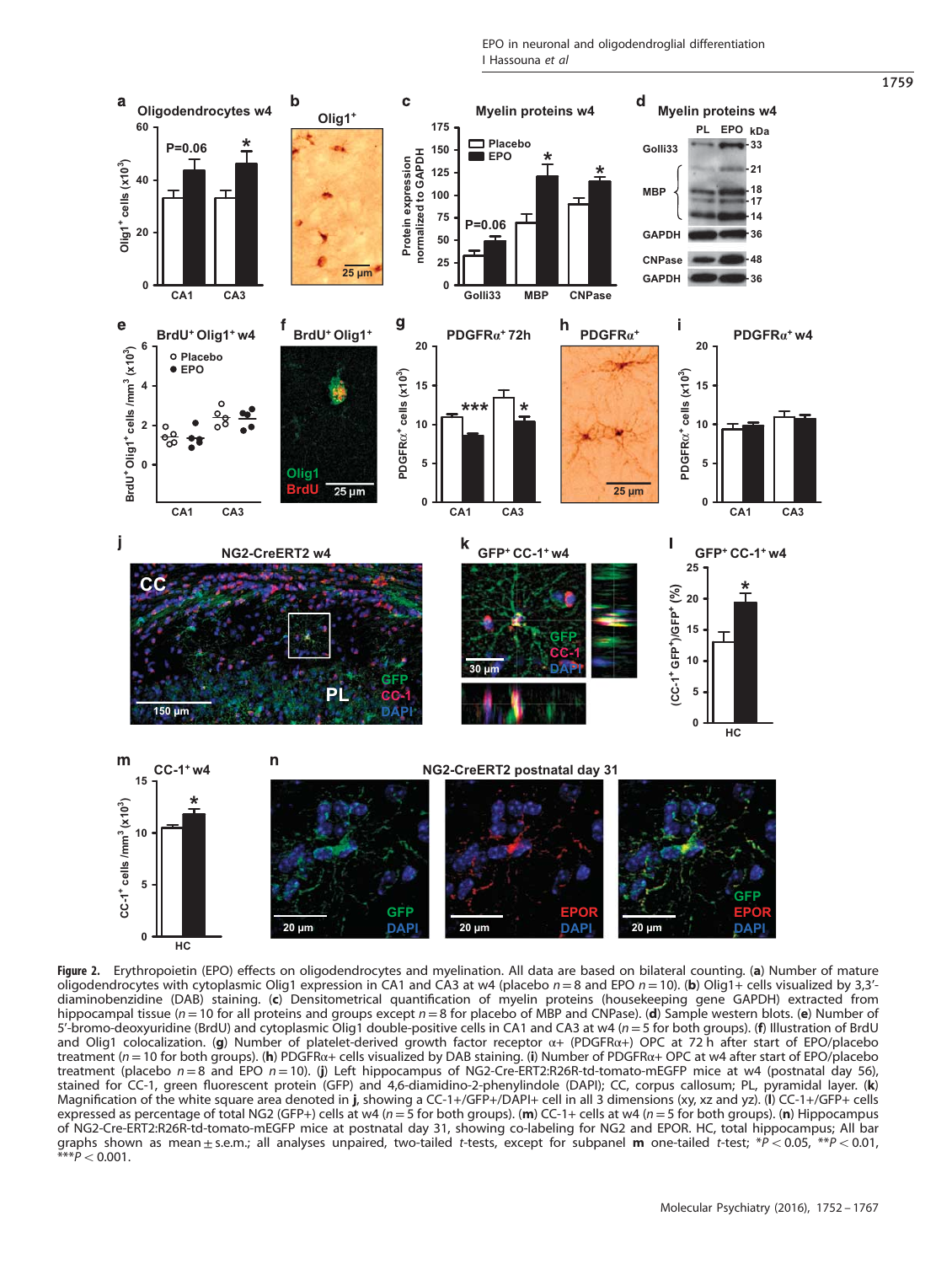Figure 2. Erythropoietin (EPO) effects on oligodendrocytes and myelination. All data are based on bilateral counting. (**a**) Number of mature oligodendrocytes with cytoplasmic Olig1 expression in CA1 and CA3 at w4 (placebo $n = 8$ and EPO $n = 10$). (**b**) Olig1+ cells visualized by 3,3′-diaminobenzidine (DAB) staining. (**c**) Densitometrical quantification of myelin proteins normalized to GAPDH (housekeeping gene GAPDH) extracted from hippocampal tissue ($n = 10$ for all proteins and groups except $n = 8$ for placebo of MBP and CNPase). (**d**) Sample western blots. (**e**) Number of 5′-bromo-deoxyuridine (BrdU) and cytoplasmic Olig1 double-positive cells in CA1 and CA3 at w4 ($n = 5$ for both groups). (**f**) Illustration of BrdU and Olig1 colocalization. (**g**) Number of platelet-derived growth factor receptor α+ (PDGFRα+) OPC at 72 h after start of EPO/placebo treatment ($n = 10$ for both groups). (**h**) PDGFRα+ cells visualized by DAB staining. (**i**) Number of PDGFRα+ OPC at w4 after start of EPO/placebo treatment (placebo $n = 8$ and EPO $n = 10$). (**j**) Left hippocampus of NG2-Cre-ERT2:R26R-td-tomato-mEGFP mice at w4 (postnatal day 56), stained for CC-1, green fluorescent protein (GFP) and 4,6-diamidino-2-phenylindole (DAPI); CC, corpus callosum; PL, pyramidal layer. (**k**) Magnification of the white square area denoted in **j**, showing a CC-1+/GFP+/DAPI+ cell in all 3 dimensions (xy, xz and yz). (**l**) CC-1+/GFP+ cells expressed as percentage of total NG2 (GFP+) cells at w4 ($n = 5$ for both groups). (**m**) CC-1+ cells at w4 ($n = 5$ for both groups). (**n**) Hippocampus of NG2-Cre-ERT2:R26R-td-tomato-mEGFP mice at postnatal day 31, showing co-labeling for NG2 and EPOR. HC, total hippocampus; All bar graphs shown as mean ± s.e.m.; all analyses unpaired, two-tailed *t*-tests, except for subpanel **m** one-tailed *t*-test; \*$P < 0.05$, \*\*$P < 0.01$, \*\*\*$P < 0.001$.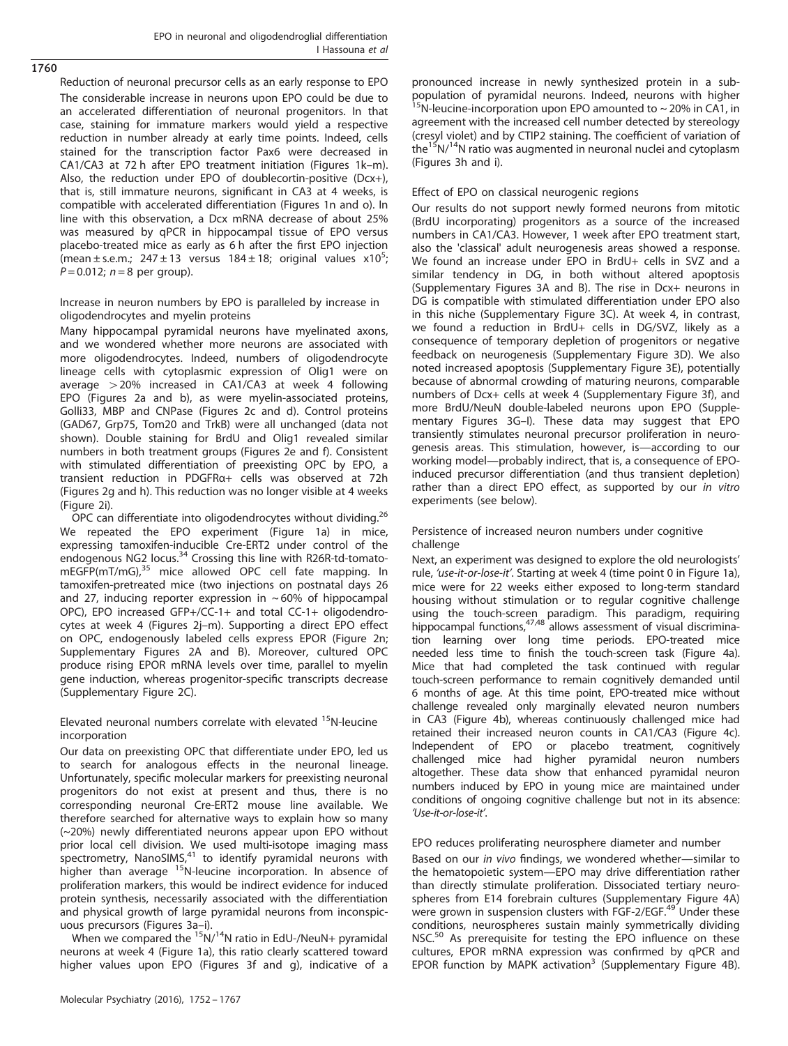## Reduction of neuronal precursor cells as an early response to EPO

The considerable increase in neurons upon EPO could be due to an accelerated differentiation of neuronal progenitors. In that case, staining for immature markers would yield a respective reduction in number already at early time points. Indeed, cells stained for the transcription factor Pax6 were decreased in CA1/CA3 at 72 h after EPO treatment initiation (Figures 1k–m). Also, the reduction under EPO of doublecortin-positive (Dcx+), that is, still immature neurons, significant in CA3 at 4 weeks, is compatible with accelerated differentiation (Figures 1n and o). In line with this observation, a Dcx mRNA decrease of about 25% was measured by qPCR in hippocampal tissue of EPO versus placebo-treated mice as early as 6 h after the first EPO injection (mean ± s.e.m.; 247 ± 13 versus 184 ± 18; original values x$10^5$; $P = 0.012$; $n = 8$ per group).

## Increase in neuron numbers by EPO is paralleled by increase in oligodendrocytes and myelin proteins

Many hippocampal pyramidal neurons have myelinated axons, and we wondered whether more neurons are associated with more oligodendrocytes. Indeed, numbers of oligodendrocyte lineage cells with cytoplasmic expression of Olig1 were on average >20% increased in CA1/CA3 at week 4 following EPO (Figures 2a and b), as were myelin-associated proteins, Golli33, MBP and CNPase (Figures 2c and d). Control proteins (GAD67, Grp75, Tom20 and TrkB) were all unchanged (data not shown). Double staining for BrdU and Olig1 revealed similar numbers in both treatment groups (Figures 2e and f). Consistent with stimulated differentiation of preexisting OPC by EPO, a transient reduction in PDGFRα+ cells was observed at 72h (Figures 2g and h). This reduction was no longer visible at 4 weeks (Figure 2i).

OPC can differentiate into oligodendrocytes without dividing.[26] We repeated the EPO experiment (Figure 1a) in mice, expressing tamoxifen-inducible Cre-ERT2 under control of the endogenous NG2 locus.[34] Crossing this line with R26R-td-tomato-mEGFP(mT/mG),[35] mice allowed OPC cell fate mapping. In tamoxifen-pretreated mice (two injections on postnatal days 26 and 27, inducing reporter expression in ~60% of hippocampal OPC), EPO increased GFP+/CC-1+ and total CC-1+ oligodendrocytes at week 4 (Figures 2j–m). Supporting a direct EPO effect on OPC, endogenously labeled cells express EPOR (Figure 2n; Supplementary Figures 2A and B). Moreover, cultured OPC produce rising EPOR mRNA levels over time, parallel to myelin gene induction, whereas progenitor-specific transcripts decrease (Supplementary Figure 2C).

## Elevated neuronal numbers correlate with elevated $^{15}$N-leucine incorporation

Our data on preexisting OPC that differentiate under EPO, led us to search for analogous effects in the neuronal lineage. Unfortunately, specific molecular markers for preexisting neuronal progenitors do not exist at present and thus, there is no corresponding neuronal Cre-ERT2 mouse line available. We therefore searched for alternative ways to explain how so many (~20%) newly differentiated neurons appear upon EPO without prior local cell division. We used multi-isotope imaging mass spectrometry, NanoSIMS,[41] to identify pyramidal neurons with higher than average $^{15}$N-leucine incorporation. In absence of proliferation markers, this would be indirect evidence for induced protein synthesis, necessarily associated with the differentiation and physical growth of large pyramidal neurons from inconspicuous precursors (Figures 3a–i).

When we compared the $^{15}$N/$^{14}$N ratio in EdU-/NeuN+ pyramidal neurons at week 4 (Figure 1a), this ratio clearly scattered toward higher values upon EPO (Figures 3f and g), indicative of a pronounced increase in newly synthesized protein in a subpopulation of pyramidal neurons. Indeed, neurons with higher $^{15}$N-leucine-incorporation upon EPO amounted to ~20% in CA1, in agreement with the increased cell number detected by stereology (cresyl violet) and by CTIP2 staining. The coefficient of variation of the $^{15}$N/$^{14}$N ratio was augmented in neuronal nuclei and cytoplasm (Figures 3h and i).

## Effect of EPO on classical neurogenic regions

Our results do not support newly formed neurons from mitotic (BrdU incorporating) progenitors as a source of the increased numbers in CA1/CA3. However, 1 week after EPO treatment start, also the 'classical' adult neurogenesis areas showed a response. We found an increase under EPO in BrdU+ cells in SVZ and a similar tendency in DG, in both without altered apoptosis (Supplementary Figures 3A and B). The rise in Dcx+ neurons in DG is compatible with stimulated differentiation under EPO also in this niche (Supplementary Figure 3C). At week 4, in contrast, we found a reduction in BrdU+ cells in DG/SVZ, likely as a consequence of temporary depletion of progenitors or negative feedback on neurogenesis (Supplementary Figure 3D). We also noted increased apoptosis (Supplementary Figure 3E), potentially because of abnormal crowding of maturing neurons, comparable numbers of Dcx+ cells at week 4 (Supplementary Figure 3f), and more BrdU/NeuN double-labeled neurons upon EPO (Supplementary Figures 3G–I). These data may suggest that EPO transiently stimulates neuronal precursor proliferation in neurogenesis areas. This stimulation, however, is—according to our working model—probably indirect, that is, a consequence of EPO-induced precursor differentiation (and thus transient depletion) rather than a direct EPO effect, as supported by our *in vitro* experiments (see below).

## Persistence of increased neuron numbers under cognitive challenge

Next, an experiment was designed to explore the old neurologists' rule, *'use-it-or-lose-it'*. Starting at week 4 (time point 0 in Figure 1a), mice were for 22 weeks either exposed to long-term standard housing without stimulation or to regular cognitive challenge using the touch-screen paradigm. This paradigm, requiring hippocampal functions,[47,48] allows assessment of visual discrimination learning over long time periods. EPO-treated mice needed less time to finish the touch-screen task (Figure 4a). Mice that had completed the task continued with regular touch-screen performance to remain cognitively demanded until 6 months of age. At this time point, EPO-treated mice without challenge revealed only marginally elevated neuron numbers in CA3 (Figure 4b), whereas continuously challenged mice had retained their increased neuron counts in CA1/CA3 (Figure 4c). Independent of EPO or placebo treatment, cognitively challenged mice had higher pyramidal neuron numbers altogether. These data show that enhanced pyramidal neuron numbers induced by EPO in young mice are maintained under conditions of ongoing cognitive challenge but not in its absence: *'Use-it-or-lose-it'*.

## EPO reduces proliferating neurosphere diameter and number

Based on our *in vivo* findings, we wondered whether—similar to the hematopoietic system—EPO may drive differentiation rather than directly stimulate proliferation. Dissociated tertiary neurospheres from E14 forebrain cultures (Supplementary Figure 4A) were grown in suspension clusters with FGF-2/EGF.[49] Under these conditions, neurospheres sustain mainly symmetrically dividing NSC.[50] As prerequisite for testing the EPO influence on these cultures, EPOR mRNA expression was confirmed by qPCR and EPOR function by MAPK activation[3] (Supplementary Figure 4B).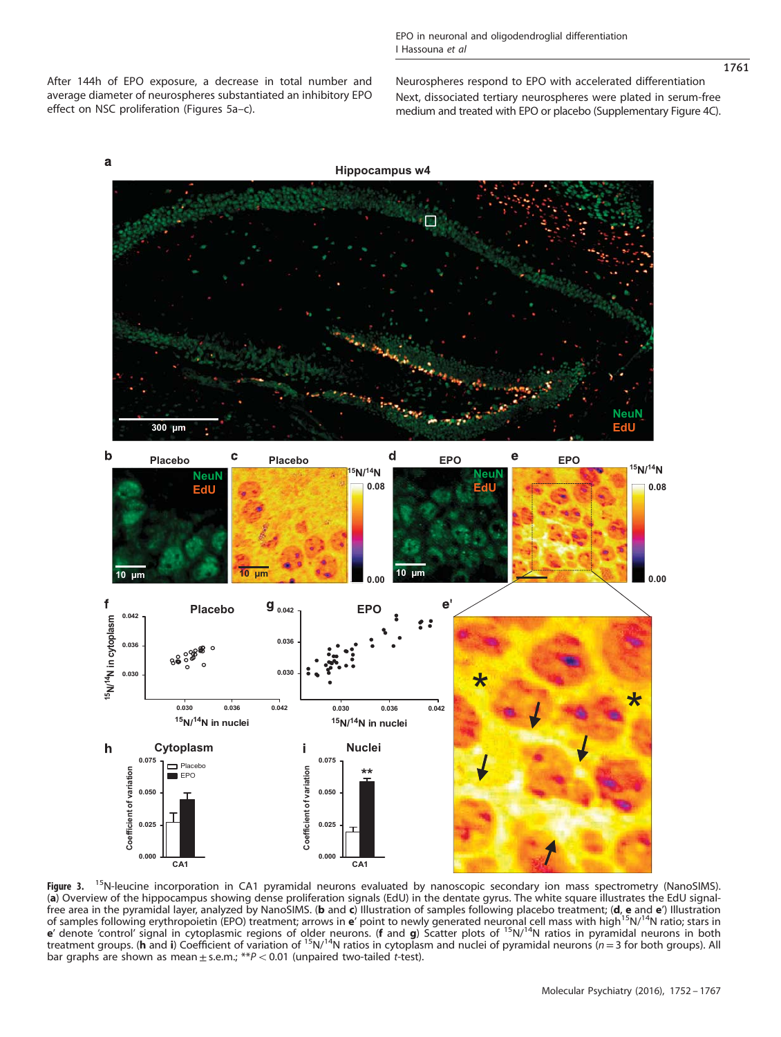After 144h of EPO exposure, a decrease in total number and average diameter of neurospheres substantiated an inhibitory EPO effect on NSC proliferation (Figures 5a–c).

## Neurospheres respond to EPO with accelerated differentiation

Next, dissociated tertiary neurospheres were plated in serum-free medium and treated with EPO or placebo (Supplementary Figure 4C).

**Figure 3.** $^{15}N$-leucine incorporation in CA1 pyramidal neurons evaluated by nanoscopic secondary ion mass spectrometry (NanoSIMS). (**a**) Overview of the hippocampus showing dense proliferation signals (EdU) in the dentate gyrus. The white square illustrates the EdU signal-free area in the pyramidal layer, analyzed by NanoSIMS. (**b** and **c**) Illustration of samples following placebo treatment; (**d**, **e** and **e'**) Illustration of samples following erythropoietin (EPO) treatment; arrows in **e'** point to newly generated neuronal cell mass with high $^{15}N/^{14}N$ ratio; stars in **e'** denote 'control' signal in cytoplasmic regions of older neurons. (**f** and **g**) Scatter plots of $^{15}N/^{14}N$ ratios in pyramidal neurons in both treatment groups. (**h** and **i**) Coefficient of variation of $^{15}N/^{14}N$ ratios in cytoplasm and nuclei of pyramidal neurons ($n = 3$ for both groups). All bar graphs are shown as mean ± s.e.m.; $^{**}P < 0.01$ (unpaired two-tailed *t*-test).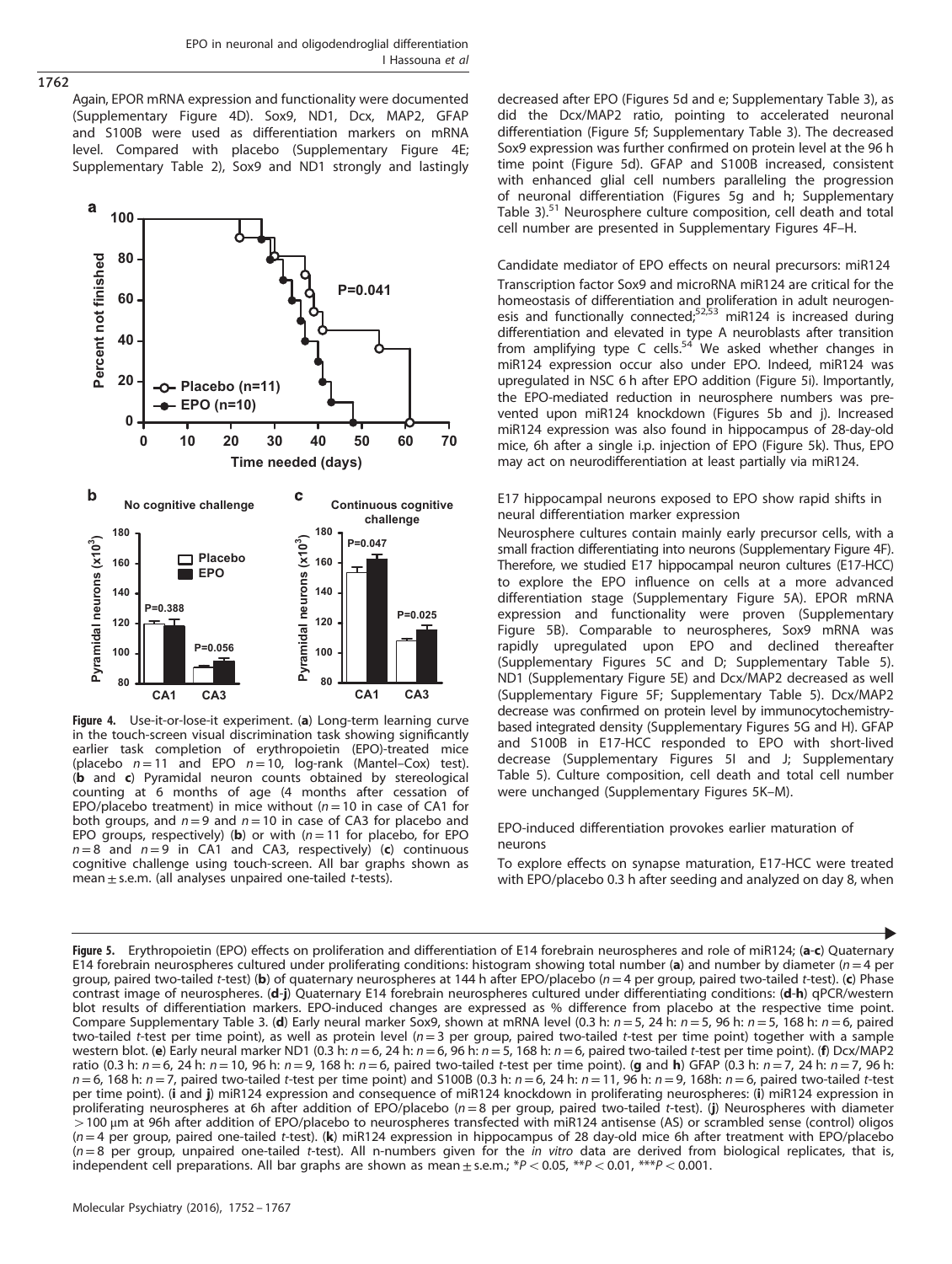Again, EPOR mRNA expression and functionality were documented (Supplementary Figure 4D). Sox9, ND1, Dcx, MAP2, GFAP and S100B were used as differentiation markers on mRNA level. Compared with placebo (Supplementary Figure 4E; Supplementary Table 2), Sox9 and ND1 strongly and lastingly decreased after EPO (Figures 5d and e; Supplementary Table 3), as did the Dcx/MAP2 ratio, pointing to accelerated neuronal differentiation (Figure 5f; Supplementary Table 3). The decreased Sox9 expression was further confirmed on protein level at the 96 h time point (Figure 5d). GFAP and S100B increased, consistent with enhanced glial cell numbers paralleling the progression of neuronal differentiation (Figures 5g and h; Supplementary Table 3).[51] Neurosphere culture composition, cell death and total cell number are presented in Supplementary Figures 4F–H.

Figure 4. Use-it-or-lose-it experiment. (**a**) Long-term learning curve in the touch-screen visual discrimination task showing significantly earlier task completion of erythropoietin (EPO)-treated mice (placebo $n = 11$ and EPO $n = 10$, log-rank (Mantel–Cox) test). (**b** and **c**) Pyramidal neuron counts obtained by stereological counting at 6 months of age (4 months after cessation of EPO/placebo treatment) in mice without ($n = 10$ in case of CA1 for both groups, and $n = 9$ and $n = 10$ in case of CA3 for placebo and EPO groups, respectively) (**b**) or with ($n = 11$ for placebo, for EPO $n = 8$ and $n = 9$ in CA1 and CA3, respectively) (**c**) continuous cognitive challenge using touch-screen. All bar graphs shown as mean ± s.e.m. (all analyses unpaired one-tailed $t$-tests).

Candidate mediator of EPO effects on neural precursors: miR124

Transcription factor Sox9 and microRNA miR124 are critical for the homeostasis of differentiation and proliferation in adult neurogenesis and functionally connected;[52,53] miR124 is increased during differentiation and elevated in type A neuroblasts after transition from amplifying type C cells.[54] We asked whether changes in miR124 expression occur also under EPO. Indeed, miR124 was upregulated in NSC 6 h after EPO addition (Figure 5i). Importantly, the EPO-mediated reduction in neurosphere numbers was prevented upon miR124 knockdown (Figures 5b and j). Increased miR124 expression was also found in hippocampus of 28-day-old mice, 6h after a single i.p. injection of EPO (Figure 5k). Thus, EPO may act on neurodifferentiation at least partially via miR124.

E17 hippocampal neurons exposed to EPO show rapid shifts in neural differentiation marker expression

Neurosphere cultures contain mainly early precursor cells, with a small fraction differentiating into neurons (Supplementary Figure 4F). Therefore, we studied E17 hippocampal neuron cultures (E17-HCC) to explore the EPO influence on cells at a more advanced differentiation stage (Supplementary Figure 5A). EPOR mRNA expression and functionality were proven (Supplementary Figure 5B). Comparable to neurospheres, Sox9 mRNA was rapidly upregulated upon EPO and declined thereafter (Supplementary Figures 5C and D; Supplementary Table 5). ND1 (Supplementary Figure 5E) and Dcx/MAP2 decreased as well (Supplementary Figure 5F; Supplementary Table 5). Dcx/MAP2 decrease was confirmed on protein level by immunocytochemistry-based integrated density (Supplementary Figures 5G and H). GFAP and S100B in E17-HCC responded to EPO with short-lived decrease (Supplementary Figures 5I and J; Supplementary Table 5). Culture composition, cell death and total cell number were unchanged (Supplementary Figures 5K–M).

EPO-induced differentiation provokes earlier maturation of neurons

To explore effects on synapse maturation, E17-HCC were treated with EPO/placebo 0.3 h after seeding and analyzed on day 8, when

Figure 5. Erythropoietin (EPO) effects on proliferation and differentiation of E14 forebrain neurospheres and role of miR124; (**a**-**c**) Quaternary E14 forebrain neurospheres cultured under proliferating conditions: histogram showing total number (**a**) and number by diameter ($n = 4$ per group, paired two-tailed $t$-test) (**b**) of quaternary neurospheres at 144 h after EPO/placebo ($n = 4$ per group, paired two-tailed $t$-test). (**c**) Phase contrast image of neurospheres. (**d**-**j**) Quaternary E14 forebrain neurospheres cultured under differentiating conditions: (**d**-**h**) qPCR/western blot results of differentiation markers. EPO-induced changes are expressed as % difference from placebo at the respective time point. Compare Supplementary Table 3. (**d**) Early neural marker Sox9, shown at mRNA level (0.3 h: $n = 5$, 24 h: $n = 5$, 96 h: $n = 5$, 168 h: $n = 6$, paired two-tailed $t$-test per time point), as well as protein level ($n = 3$ per group, paired two-tailed $t$-test per time point) together with a sample western blot. (**e**) Early neural marker ND1 (0.3 h: $n = 6$, 24 h: $n = 6$, 96 h: $n = 5$, 168 h: $n = 6$, paired two-tailed $t$-test per time point). (**f**) Dcx/MAP2 ratio (0.3 h: $n = 6$, 24 h: $n = 10$, 96 h: $n = 9$, 168 h: $n = 6$, paired two-tailed $t$-test per time point). (**g** and **h**) GFAP (0.3 h: $n = 7$, 24 h: $n = 7$, 96 h: $n = 6$, 168 h: $n = 7$, paired two-tailed $t$-test per time point) and S100B (0.3 h: $n = 6$, 24 h: $n = 11$, 96 h: $n = 9$, 168h: $n = 6$, paired two-tailed $t$-test per time point). (**i** and **j**) miR124 expression and consequence of miR124 knockdown in proliferating neurospheres: (**i**) miR124 expression in proliferating neurospheres at 6h after addition of EPO/placebo ($n = 8$ per group, paired two-tailed $t$-test). (**j**) Neurospheres with diameter > 100 µm at 96h after addition of EPO/placebo to neurospheres transfected with miR124 antisense (AS) or scrambled sense (control) oligos ($n = 4$ per group, paired one-tailed $t$-test). (**k**) miR124 expression in hippocampus of 28 day-old mice 6h after treatment with EPO/placebo ($n = 8$ per group, unpaired one-tailed $t$-test). All n-numbers given for the *in vitro* data are derived from biological replicates, that is, independent cell preparations. All bar graphs are shown as mean ± s.e.m.; \*$P < 0.05$, \*\*$P < 0.01$, \*\*\*$P < 0.001$.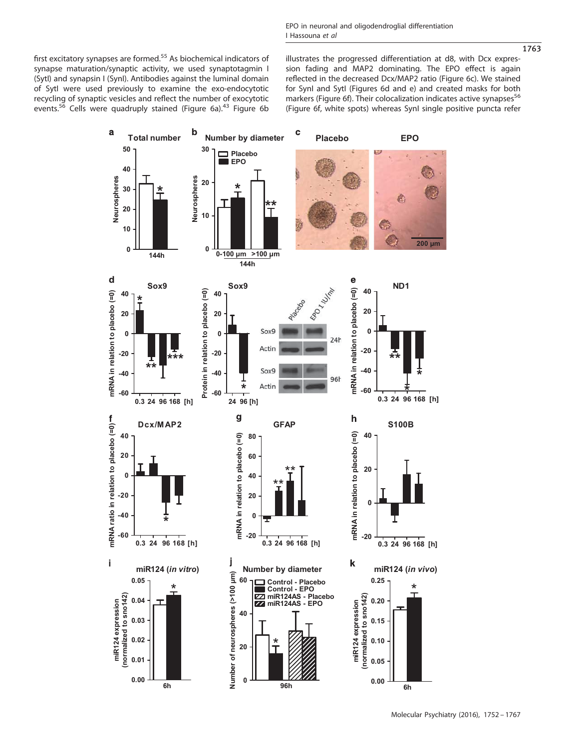first excitatory synapses are formed.[55] As biochemical indicators of synapse maturation/synaptic activity, we used synaptotagmin I (SytI) and synapsin I (SynI). Antibodies against the luminal domain of SytI were used previously to examine the exo-endocytotic recycling of synaptic vesicles and reflect the number of exocytotic events.[56] Cells were quadruply stained (Figure 6a).[43] Figure 6b illustrates the progressed differentiation at d8, with Dcx expression fading and MAP2 dominating. The EPO effect is again reflected in the decreased Dcx/MAP2 ratio (Figure 6c). We stained for SynI and SytI (Figures 6d and e) and created masks for both markers (Figure 6f). Their colocalization indicates active synapses[56] (Figure 6f, white spots) whereas SynI single positive puncta refer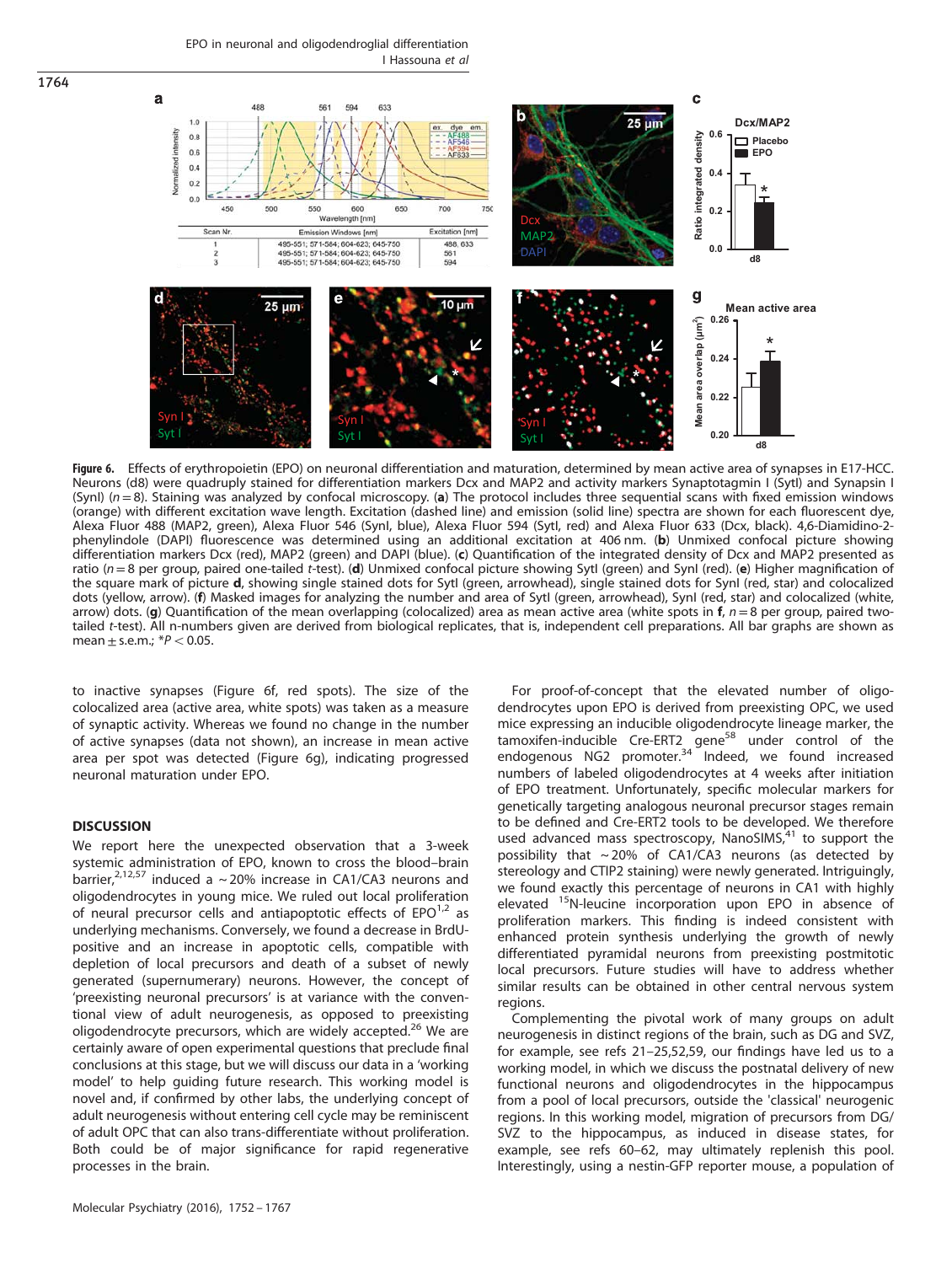**Figure 6.** Effects of erythropoietin (EPO) on neuronal differentiation and maturation, determined by mean active area of synapses in E17-HCC. Neurons (d8) were quadruply stained for differentiation markers Dcx and MAP2 and activity markers Synaptotagmin I (SytI) and Synapsin I (SynI) ($n = 8$). Staining was analyzed by confocal microscopy. (**a**) The protocol includes three sequential scans with fixed emission windows (orange) with different excitation wave length. Excitation (dashed line) and emission (solid line) spectra are shown for each fluorescent dye, Alexa Fluor 488 (MAP2, green), Alexa Fluor 546 (SynI, blue), Alexa Fluor 594 (SytI, red) and Alexa Fluor 633 (Dcx, black). 4,6-Diamidino-2-phenylindole (DAPI) fluorescence was determined using an additional excitation at 406 nm. (**b**) Unmixed confocal picture showing differentiation markers Dcx (red), MAP2 (green) and DAPI (blue). (**c**) Quantification of the integrated density of Dcx and MAP2 presented as ratio ($n = 8$ per group, paired one-tailed $t$-test). (**d**) Unmixed confocal picture showing SytI (green) and SynI (red). (**e**) Higher magnification of the square mark of picture **d**, showing single stained dots for SytI (green, arrowhead), single stained dots for SynI (red, star) and colocalized dots (yellow, arrow). (**f**) Masked images for analyzing the number and area of SytI (green, arrowhead), SynI (red, star) and colocalized (white, arrow) dots. (**g**) Quantification of the mean overlapping (colocalized) area as mean active area (white spots in **f**, $n = 8$ per group, paired two-tailed $t$-test). All n-numbers given are derived from biological replicates, that is, independent cell preparations. All bar graphs are shown as mean ± s.e.m.; $^*P < 0.05$.

to inactive synapses (Figure 6f, red spots). The size of the colocalized area (active area, white spots) was taken as a measure of synaptic activity. Whereas we found no change in the number of active synapses (data not shown), an increase in mean active area per spot was detected (Figure 6g), indicating progressed neuronal maturation under EPO.

## DISCUSSION

We report here the unexpected observation that a 3-week systemic administration of EPO, known to cross the blood–brain barrier,[2,12,57] induced a ~20% increase in CA1/CA3 neurons and oligodendrocytes in young mice. We ruled out local proliferation of neural precursor cells and antiapoptotic effects of EPO[1,2] as underlying mechanisms. Conversely, we found a decrease in BrdU-positive and an increase in apoptotic cells, compatible with depletion of local precursors and death of a subset of newly generated (supernumerary) neurons. However, the concept of 'preexisting neuronal precursors' is at variance with the conventional view of adult neurogenesis, as opposed to preexisting oligodendrocyte precursors, which are widely accepted.[26] We are certainly aware of open experimental questions that preclude final conclusions at this stage, but we will discuss our data in a 'working model' to help guiding future research. This working model is novel and, if confirmed by other labs, the underlying concept of adult neurogenesis without entering cell cycle may be reminiscent of adult OPC that can also trans-differentiate without proliferation. Both could be of major significance for rapid regenerative processes in the brain.

For proof-of-concept that the elevated number of oligodendrocytes upon EPO is derived from preexisting OPC, we used mice expressing an inducible oligodendrocyte lineage marker, the tamoxifen-inducible Cre-ERT2 gene[58] under control of the endogenous NG2 promoter.[34] Indeed, we found increased numbers of labeled oligodendrocytes at 4 weeks after initiation of EPO treatment. Unfortunately, specific molecular markers for genetically targeting analogous neuronal precursor stages remain to be defined and Cre-ERT2 tools to be developed. We therefore used advanced mass spectroscopy, NanoSIMS,[41] to support the possibility that ~20% of CA1/CA3 neurons (as detected by stereology and CTIP2 staining) were newly generated. Intriguingly, we found exactly this percentage of neurons in CA1 with highly elevated $^{15}$N-leucine incorporation upon EPO in absence of proliferation markers. This finding is indeed consistent with enhanced protein synthesis underlying the growth of newly differentiated pyramidal neurons from preexisting postmitotic local precursors. Future studies will have to address whether similar results can be obtained in other central nervous system regions.

Complementing the pivotal work of many groups on adult neurogenesis in distinct regions of the brain, such as DG and SVZ, for example, see refs 21–25,52,59, our findings have led us to a working model, in which we discuss the postnatal delivery of new functional neurons and oligodendrocytes in the hippocampus from a pool of local precursors, outside the 'classical' neurogenic regions. In this working model, migration of precursors from DG/SVZ to the hippocampus, as induced in disease states, for example, see refs 60–62, may ultimately replenish this pool. Interestingly, using a nestin-GFP reporter mouse, a population of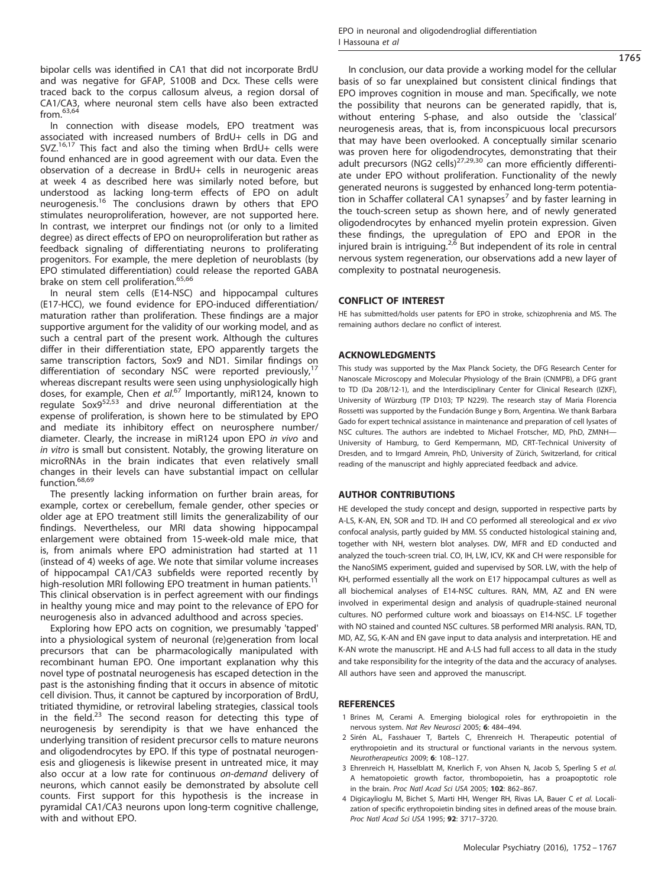bipolar cells was identified in CA1 that did not incorporate BrdU and was negative for GFAP, S100B and Dcx. These cells were traced back to the corpus callosum alveus, a region dorsal of CA1/CA3, where neuronal stem cells have also been extracted from.[63,64]

In connection with disease models, EPO treatment was associated with increased numbers of BrdU+ cells in DG and SVZ.[16,17] This fact and also the timing when BrdU+ cells were found enhanced are in good agreement with our data. Even the observation of a decrease in BrdU+ cells in neurogenic areas at week 4 as described here was similarly noted before, but understood as lacking long-term effects of EPO on adult neurogenesis.[16] The conclusions drawn by others that EPO stimulates neuroproliferation, however, are not supported here. In contrast, we interpret our findings not (or only to a limited degree) as direct effects of EPO on neuroproliferation but rather as feedback signaling of differentiating neurons to proliferating progenitors. For example, the mere depletion of neuroblasts (by EPO stimulated differentiation) could release the reported GABA brake on stem cell proliferation.[65,66]

In neural stem cells (E14-NSC) and hippocampal cultures (E17-HCC), we found evidence for EPO-induced differentiation/maturation rather than proliferation. These findings are a major supportive argument for the validity of our working model, and as such a central part of the present work. Although the cultures differ in their differentiation state, EPO apparently targets the same transcription factors, Sox9 and ND1. Similar findings on differentiation of secondary NSC were reported previously,[17] whereas discrepant results were seen using unphysiologically high doses, for example, Chen *et al.*[67] Importantly, miR124, known to regulate Sox9[52,53] and drive neuronal differentiation at the expense of proliferation, is shown here to be stimulated by EPO and mediate its inhibitory effect on neurosphere number/diameter. Clearly, the increase in miR124 upon EPO *in vivo* and *in vitro* is small but consistent. Notably, the growing literature on microRNAs in the brain indicates that even relatively small changes in their levels can have substantial impact on cellular function.[68,69]

The presently lacking information on further brain areas, for example, cortex or cerebellum, female gender, other species or older age at EPO treatment still limits the generalizability of our findings. Nevertheless, our MRI data showing hippocampal enlargement were obtained from 15-week-old male mice, that is, from animals where EPO administration had started at 11 (instead of 4) weeks of age. We note that similar volume increases of hippocampal CA1/CA3 subfields were reported recently by high-resolution MRI following EPO treatment in human patients.[11] This clinical observation is in perfect agreement with our findings in healthy young mice and may point to the relevance of EPO for neurogenesis also in advanced adulthood and across species.

Exploring how EPO acts on cognition, we presumably 'tapped' into a physiological system of neuronal (re)generation from local precursors that can be pharmacologically manipulated with recombinant human EPO. One important explanation why this novel type of postnatal neurogenesis has escaped detection in the past is the astonishing finding that it occurs in absence of mitotic cell division. Thus, it cannot be captured by incorporation of BrdU, tritiated thymidine, or retroviral labeling strategies, classical tools in the field.[23] The second reason for detecting this type of neurogenesis by serendipity is that we have enhanced the underlying transition of resident precursor cells to mature neurons and oligodendrocytes by EPO. If this type of postnatal neurogenesis and gliogenesis is likewise present in untreated mice, it may also occur at a low rate for continuous *on-demand* delivery of neurons, which cannot easily be demonstrated by absolute cell counts. First support for this hypothesis is the increase in pyramidal CA1/CA3 neurons upon long-term cognitive challenge, with and without EPO.

In conclusion, our data provide a working model for the cellular basis of so far unexplained but consistent clinical findings that EPO improves cognition in mouse and man. Specifically, we note the possibility that neurons can be generated rapidly, that is, without entering S-phase, and also outside the 'classical' neurogenesis areas, that is, from inconspicuous local precursors that may have been overlooked. A conceptually similar scenario was proven here for oligodendrocytes, demonstrating that their adult precursors (NG2 cells)[27,29,30] can more efficiently differentiate under EPO without proliferation. Functionality of the newly generated neurons is suggested by enhanced long-term potentiation in Schaffer collateral CA1 synapses[7] and by faster learning in the touch-screen setup as shown here, and of newly generated oligodendrocytes by enhanced myelin protein expression. Given these findings, the upregulation of EPO and EPOR in the injured brain is intriguing.[2,6] But independent of its role in central nervous system regeneration, our observations add a new layer of complexity to postnatal neurogenesis.

## CONFLICT OF INTEREST

HE has submitted/holds user patents for EPO in stroke, schizophrenia and MS. The remaining authors declare no conflict of interest.

## ACKNOWLEDGMENTS

This study was supported by the Max Planck Society, the DFG Research Center for Nanoscale Microscopy and Molecular Physiology of the Brain (CNMPB), a DFG grant to TD (Da 208/12-1), and the Interdisciplinary Center for Clinical Research (IZKF), University of Würzburg (TP D103; TP N229). The research stay of Maria Florencia Rossetti was supported by the Fundación Bunge y Born, Argentina. We thank Barbara Gado for expert technical assistance in maintenance and preparation of cell lysates of NSC cultures. The authors are indebted to Michael Frotscher, MD, PhD, ZMNH—University of Hamburg, to Gerd Kempermann, MD, CRT-Technical University of Dresden, and to Irmgard Amrein, PhD, University of Zürich, Switzerland, for critical reading of the manuscript and highly appreciated feedback and advice.

## AUTHOR CONTRIBUTIONS

HE developed the study concept and design, supported in respective parts by A-LS, K-AN, EN, SOR and TD. IH and CO performed all stereological and *ex vivo* confocal analysis, partly guided by MM. SS conducted histological staining and, together with NH, western blot analyses. DW, MFR and ED conducted and analyzed the touch-screen trial. CO, IH, LW, ICV, KK and CH were responsible for the NanoSIMS experiment, guided and supervised by SOR. LW, with the help of KH, performed essentially all the work on E17 hippocampal cultures as well as all biochemical analyses of E14-NSC cultures. RAN, MM, AZ and EN were involved in experimental design and analysis of quadruple-stained neuronal cultures. NO performed culture work and bioassays on E14-NSC. LF together with NO stained and counted NSC cultures. SB performed MRI analysis. RAN, TD, MD, AZ, SG, K-AN and EN gave input to data analysis and interpretation. HE and K-AN wrote the manuscript. HE and A-LS had full access to all data in the study and take responsibility for the integrity of the data and the accuracy of analyses. All authors have seen and approved the manuscript.

## REFERENCES

1. Brines M, Cerami A. Emerging biological roles for erythropoietin in the nervous system. *Nat Rev Neurosci* 2005; **6**: 484–494.
2. Sirén AL, Fasshauer T, Bartels C, Ehrenreich H. Therapeutic potential of erythropoietin and its structural or functional variants in the nervous system. *Neurotherapeutics* 2009; **6**: 108–127.
3. Ehrenreich H, Hasselblatt M, Knerlich F, von Ahsen N, Jacob S, Sperling S *et al.* A hematopoietic growth factor, thrombopoietin, has a proapoptotic role in the brain. *Proc Natl Acad Sci USA* 2005; **102**: 862–867.
4. Digicaylioglu M, Bichet S, Marti HH, Wenger RH, Rivas LA, Bauer C *et al.* Localization of specific erythropoietin binding sites in defined areas of the mouse brain. *Proc Natl Acad Sci USA* 1995; **92**: 3717–3720.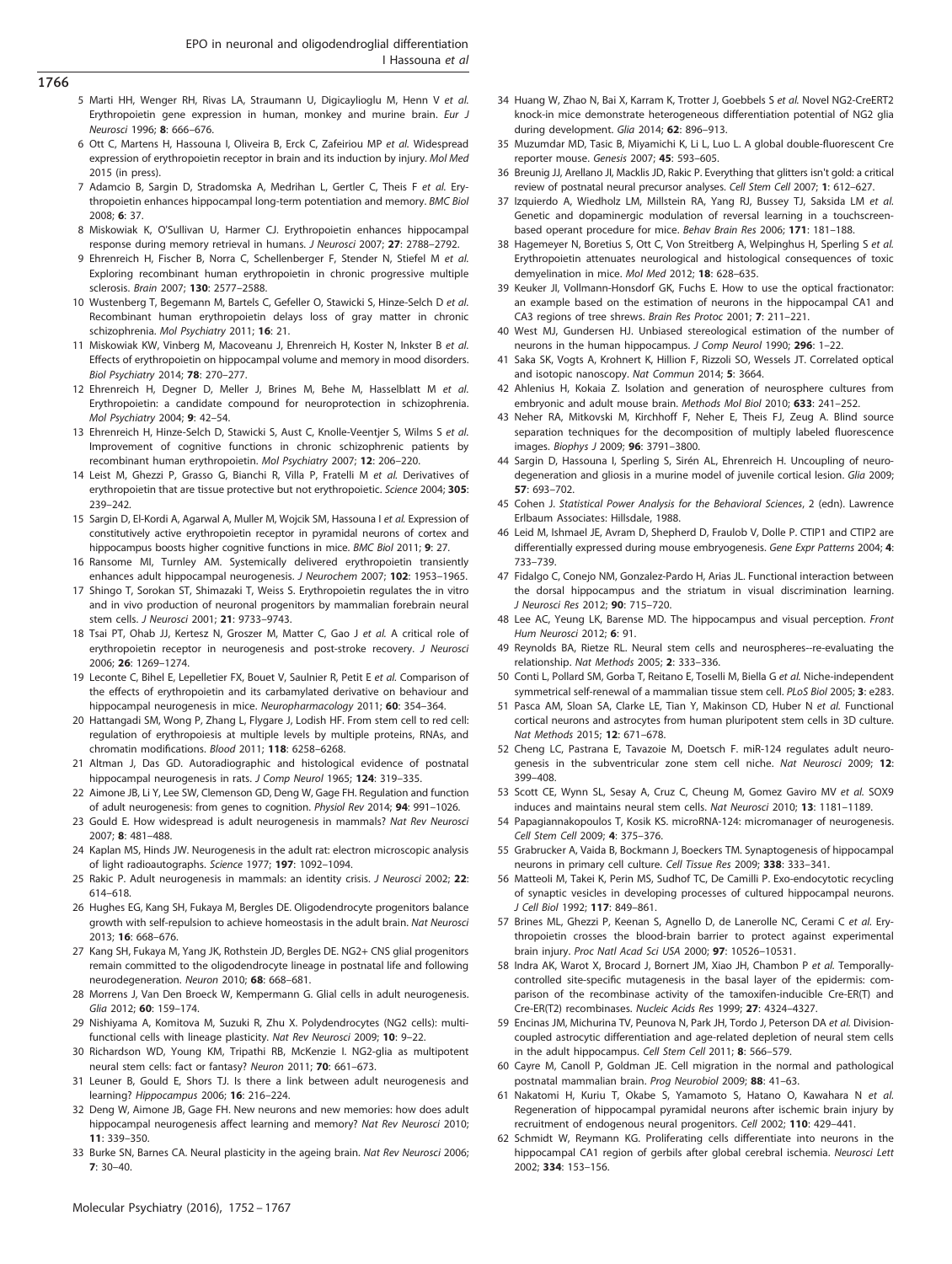5 Marti HH, Wenger RH, Rivas LA, Straumann U, Digicaylioglu M, Henn V *et al.* Erythropoietin gene expression in human, monkey and murine brain. *Eur J Neurosci* 1996; **8**: 666–676.

6 Ott C, Martens H, Hassouna I, Oliveira B, Erck C, Zafeiriou MP *et al.* Widespread expression of erythropoietin receptor in brain and its induction by injury. *Mol Med* 2015 (in press).

7 Adamcio B, Sargin D, Stradomska A, Medrihan L, Gertler C, Theis F *et al.* Erythropoietin enhances hippocampal long-term potentiation and memory. *BMC Biol* 2008; **6**: 37.

8 Miskowiak K, O'Sullivan U, Harmer CJ. Erythropoietin enhances hippocampal response during memory retrieval in humans. *J Neurosci* 2007; **27**: 2788–2792.

9 Ehrenreich H, Fischer B, Norra C, Schellenberger F, Stender N, Stiefel M *et al.* Exploring recombinant human erythropoietin in chronic progressive multiple sclerosis. *Brain* 2007; **130**: 2577–2588.

10 Wustenberg T, Begemann M, Bartels C, Gefeller O, Stawicki S, Hinze-Selch D *et al.* Recombinant human erythropoietin delays loss of gray matter in chronic schizophrenia. *Mol Psychiatry* 2011; **16**: 21.

11 Miskowiak KW, Vinberg M, Macoveanu J, Ehrenreich H, Koster N, Inkster B *et al.* Effects of erythropoietin on hippocampal volume and memory in mood disorders. *Biol Psychiatry* 2014; **78**: 270–277.

12 Ehrenreich H, Degner D, Meller J, Brines M, Behe M, Hasselblatt M *et al.* Erythropoietin: a candidate compound for neuroprotection in schizophrenia. *Mol Psychiatry* 2004; **9**: 42–54.

13 Ehrenreich H, Hinze-Selch D, Stawicki S, Aust C, Knolle-Veentjer S, Wilms S *et al.* Improvement of cognitive functions in chronic schizophrenic patients by recombinant human erythropoietin. *Mol Psychiatry* 2007; **12**: 206–220.

14 Leist M, Ghezzi P, Grasso G, Bianchi R, Villa P, Fratelli M *et al.* Derivatives of erythropoietin that are tissue protective but not erythropoietic. *Science* 2004; **305**: 239–242.

15 Sargin D, El-Kordi A, Agarwal A, Muller M, Wojcik SM, Hassouna I *et al.* Expression of constitutively active erythropoietin receptor in pyramidal neurons of cortex and hippocampus boosts higher cognitive functions in mice. *BMC Biol* 2011; **9**: 27.

16 Ransome MI, Turnley AM. Systemically delivered erythropoietin transiently enhances adult hippocampal neurogenesis. *J Neurochem* 2007; **102**: 1953–1965.

17 Shingo T, Sorokan ST, Shimazaki T, Weiss S. Erythropoietin regulates the in vitro and in vivo production of neuronal progenitors by mammalian forebrain neural stem cells. *J Neurosci* 2001; **21**: 9733–9743.

18 Tsai PT, Ohab JJ, Kertesz N, Groszer M, Matter C, Gao J *et al.* A critical role of erythropoietin receptor in neurogenesis and post-stroke recovery. *J Neurosci* 2006; **26**: 1269–1274.

19 Leconte C, Bihel E, Lepelletier FX, Bouet V, Saulnier R, Petit E *et al.* Comparison of the effects of erythropoietin and its carbamylated derivative on behaviour and hippocampal neurogenesis in mice. *Neuropharmacology* 2011; **60**: 354–364.

20 Hattangadi SM, Wong P, Zhang L, Flygare J, Lodish HF. From stem cell to red cell: regulation of erythropoiesis at multiple levels by multiple proteins, RNAs, and chromatin modifications. *Blood* 2011; **118**: 6258–6268.

21 Altman J, Das GD. Autoradiographic and histological evidence of postnatal hippocampal neurogenesis in rats. *J Comp Neurol* 1965; **124**: 319–335.

22 Aimone JB, Li Y, Lee SW, Clemenson GD, Deng W, Gage FH. Regulation and function of adult neurogenesis: from genes to cognition. *Physiol Rev* 2014; **94**: 991–1026.

23 Gould E. How widespread is adult neurogenesis in mammals? *Nat Rev Neurosci* 2007; **8**: 481–488.

24 Kaplan MS, Hinds JW. Neurogenesis in the adult rat: electron microscopic analysis of light radioautographs. *Science* 1977; **197**: 1092–1094.

25 Rakic P. Adult neurogenesis in mammals: an identity crisis. *J Neurosci* 2002; **22**: 614–618.

26 Hughes EG, Kang SH, Fukaya M, Bergles DE. Oligodendrocyte progenitors balance growth with self-repulsion to achieve homeostasis in the adult brain. *Nat Neurosci* 2013; **16**: 668–676.

27 Kang SH, Fukaya M, Yang JK, Rothstein JD, Bergles DE. NG2+ CNS glial progenitors remain committed to the oligodendrocyte lineage in postnatal life and following neurodegeneration. *Neuron* 2010; **68**: 668–681.

28 Morrens J, Van Den Broeck W, Kempermann G. Glial cells in adult neurogenesis. *Glia* 2012; **60**: 159–174.

29 Nishiyama A, Komitova M, Suzuki R, Zhu X. Polydendrocytes (NG2 cells): multifunctional cells with lineage plasticity. *Nat Rev Neurosci* 2009; **10**: 9–22.

30 Richardson WD, Young KM, Tripathi RB, McKenzie I. NG2-glia as multipotent neural stem cells: fact or fantasy? *Neuron* 2011; **70**: 661–673.

31 Leuner B, Gould E, Shors TJ. Is there a link between adult neurogenesis and learning? *Hippocampus* 2006; **16**: 216–224.

32 Deng W, Aimone JB, Gage FH. New neurons and new memories: how does adult hippocampal neurogenesis affect learning and memory? *Nat Rev Neurosci* 2010; **11**: 339–350.

33 Burke SN, Barnes CA. Neural plasticity in the ageing brain. *Nat Rev Neurosci* 2006; **7**: 30–40.

34 Huang W, Zhao N, Bai X, Karram K, Trotter J, Goebbels S *et al.* Novel NG2-CreERT2 knock-in mice demonstrate heterogeneous differentiation potential of NG2 glia during development. *Glia* 2014; **62**: 896–913.

35 Muzumdar MD, Tasic B, Miyamichi K, Li L, Luo L. A global double-fluorescent Cre reporter mouse. *Genesis* 2007; **45**: 593–605.

36 Breunig JJ, Arellano JI, Macklis JD, Rakic P. Everything that glitters isn't gold: a critical review of postnatal neural precursor analyses. *Cell Stem Cell* 2007; **1**: 612–627.

37 Izquierdo A, Wiedholz LM, Millstein RA, Yang RJ, Bussey TJ, Saksida LM *et al.* Genetic and dopaminergic modulation of reversal learning in a touchscreen-based operant procedure for mice. *Behav Brain Res* 2006; **171**: 181–188.

38 Hagemeyer N, Boretius S, Ott C, Von Streitberg A, Welpinghus H, Sperling S *et al.* Erythropoietin attenuates neurological and histological consequences of toxic demyelination in mice. *Mol Med* 2012; **18**: 628–635.

39 Keuker JI, Vollmann-Honsdorf GK, Fuchs E. How to use the optical fractionator: an example based on the estimation of neurons in the hippocampal CA1 and CA3 regions of tree shrews. *Brain Res Protoc* 2001; **7**: 211–221.

40 West MJ, Gundersen HJ. Unbiased stereological estimation of the number of neurons in the human hippocampus. *J Comp Neurol* 1990; **296**: 1–22.

41 Saka SK, Vogts A, Krohnert K, Hillion F, Rizzoli SO, Wessels JT. Correlated optical and isotopic nanoscopy. *Nat Commun* 2014; **5**: 3664.

42 Ahlenius H, Kokaia Z. Isolation and generation of neurosphere cultures from embryonic and adult mouse brain. *Methods Mol Biol* 2010; **633**: 241–252.

43 Neher RA, Mitkovski M, Kirchhoff F, Neher E, Theis FJ, Zeug A. Blind source separation techniques for the decomposition of multiply labeled fluorescence images. *Biophys J* 2009; **96**: 3791–3800.

44 Sargin D, Hassouna I, Sperling S, Sirén AL, Ehrenreich H. Uncoupling of neurodegeneration and gliosis in a murine model of juvenile cortical lesion. *Glia* 2009; **57**: 693–702.

45 Cohen J. *Statistical Power Analysis for the Behavioral Sciences*, 2 (edn). Lawrence Erlbaum Associates: Hillsdale, 1988.

46 Leid M, Ishmael JE, Avram D, Shepherd D, Fraulob V, Dolle P. CTIP1 and CTIP2 are differentially expressed during mouse embryogenesis. *Gene Expr Patterns* 2004; **4**: 733–739.

47 Fidalgo C, Conejo NM, Gonzalez-Pardo H, Arias JL. Functional interaction between the dorsal hippocampus and the striatum in visual discrimination learning. *J Neurosci Res* 2012; **90**: 715–720.

48 Lee AC, Yeung LK, Barense MD. The hippocampus and visual perception. *Front Hum Neurosci* 2012; **6**: 91.

49 Reynolds BA, Rietze RL. Neural stem cells and neurospheres--re-evaluating the relationship. *Nat Methods* 2005; **2**: 333–336.

50 Conti L, Pollard SM, Gorba T, Reitano E, Toselli M, Biella G *et al.* Niche-independent symmetrical self-renewal of a mammalian tissue stem cell. *PLoS Biol* 2005; **3**: e283.

51 Pasca AM, Sloan SA, Clarke LE, Tian Y, Makinson CD, Huber N *et al.* Functional cortical neurons and astrocytes from human pluripotent stem cells in 3D culture. *Nat Methods* 2015; **12**: 671–678.

52 Cheng LC, Pastrana E, Tavazoie M, Doetsch F. miR-124 regulates adult neurogenesis in the subventricular zone stem cell niche. *Nat Neurosci* 2009; **12**: 399–408.

53 Scott CE, Wynn SL, Sesay A, Cruz C, Cheung M, Gomez Gaviro MV *et al.* SOX9 induces and maintains neural stem cells. *Nat Neurosci* 2010; **13**: 1181–1189.

54 Papagiannakopoulos T, Kosik KS. microRNA-124: micromanager of neurogenesis. *Cell Stem Cell* 2009; **4**: 375–376.

55 Grabrucker A, Vaida B, Bockmann J, Boeckers TM. Synaptogenesis of hippocampal neurons in primary cell culture. *Cell Tissue Res* 2009; **338**: 333–341.

56 Matteoli M, Takei K, Perin MS, Sudhof TC, De Camilli P. Exo-endocytotic recycling of synaptic vesicles in developing processes of cultured hippocampal neurons. *J Cell Biol* 1992; **117**: 849–861.

57 Brines ML, Ghezzi P, Keenan S, Agnello D, de Lanerolle NC, Cerami C *et al.* Erythropoietin crosses the blood-brain barrier to protect against experimental brain injury. *Proc Natl Acad Sci USA* 2000; **97**: 10526–10531.

58 Indra AK, Warot X, Brocard J, Bornert JM, Xiao JH, Chambon P *et al.* Temporally-controlled site-specific mutagenesis in the basal layer of the epidermis: comparison of the recombinase activity of the tamoxifen-inducible Cre-ER(T) and Cre-ER(T2) recombinases. *Nucleic Acids Res* 1999; **27**: 4324–4327.

59 Encinas JM, Michurina TV, Peunova N, Park JH, Tordo J, Peterson DA *et al.* Division-coupled astrocytic differentiation and age-related depletion of neural stem cells in the adult hippocampus. *Cell Stem Cell* 2011; **8**: 566–579.

60 Cayre M, Canoll P, Goldman JE. Cell migration in the normal and pathological postnatal mammalian brain. *Prog Neurobiol* 2009; **88**: 41–63.

61 Nakatomi H, Kuriu T, Okabe S, Yamamoto S, Hatano O, Kawahara N *et al.* Regeneration of hippocampal pyramidal neurons after ischemic brain injury by recruitment of endogenous neural progenitors. *Cell* 2002; **110**: 429–441.

62 Schmidt W, Reymann KG. Proliferating cells differentiate into neurons in the hippocampal CA1 region of gerbils after global cerebral ischemia. *Neurosci Lett* 2002; **334**: 153–156.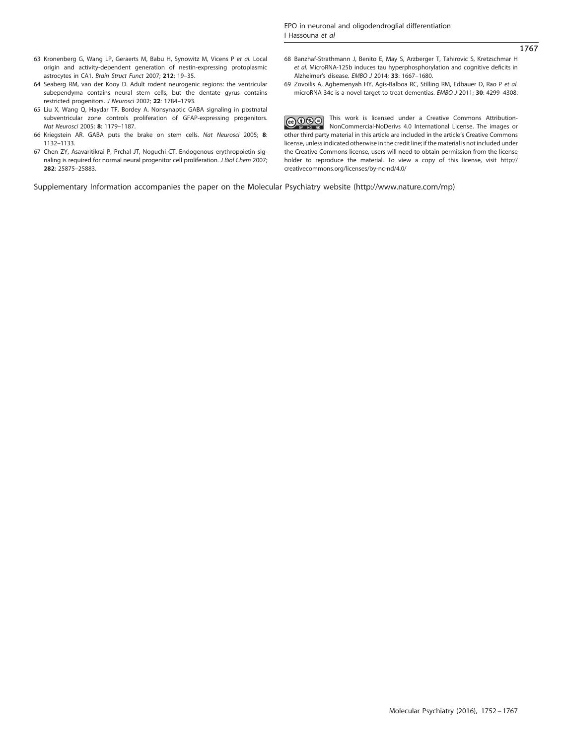63 Kronenberg G, Wang LP, Geraerts M, Babu H, Synowitz M, Vicens P *et al.* Local origin and activity-dependent generation of nestin-expressing protoplasmic astrocytes in CA1. *Brain Struct Funct* 2007; **212**: 19–35.

64 Seaberg RM, van der Kooy D. Adult rodent neurogenic regions: the ventricular subependyma contains neural stem cells, but the dentate gyrus contains restricted progenitors. *J Neurosci* 2002; **22**: 1784–1793.

65 Liu X, Wang Q, Haydar TF, Bordey A. Nonsynaptic GABA signaling in postnatal subventricular zone controls proliferation of GFAP-expressing progenitors. *Nat Neurosci* 2005; **8**: 1179–1187.

66 Kriegstein AR. GABA puts the brake on stem cells. *Nat Neurosci* 2005; **8**: 1132–1133.

67 Chen ZY, Asavaritikrai P, Prchal JT, Noguchi CT. Endogenous erythropoietin signaling is required for normal neural progenitor cell proliferation. *J Biol Chem* 2007; **282**: 25875–25883.

68 Banzhaf-Strathmann J, Benito E, May S, Arzberger T, Tahirovic S, Kretzschmar H *et al.* MicroRNA-125b induces tau hyperphosphorylation and cognitive deficits in Alzheimer's disease. *EMBO J* 2014; **33**: 1667–1680.

69 Zovoilis A, Agbemenyah HY, Agis-Balboa RC, Stilling RM, Edbauer D, Rao P *et al.* microRNA-34c is a novel target to treat dementias. *EMBO J* 2011; **30**: 4299–4308.

This work is licensed under a Creative Commons Attribution-NonCommercial-NoDerivs 4.0 International License. The images or other third party material in this article are included in the article's Creative Commons license, unless indicated otherwise in the credit line; if the material is not included under the Creative Commons license, users will need to obtain permission from the license holder to reproduce the material. To view a copy of this license, visit http://creativecommons.org/licenses/by-nc-nd/4.0/

Supplementary Information accompanies the paper on the Molecular Psychiatry website (http://www.nature.com/mp)